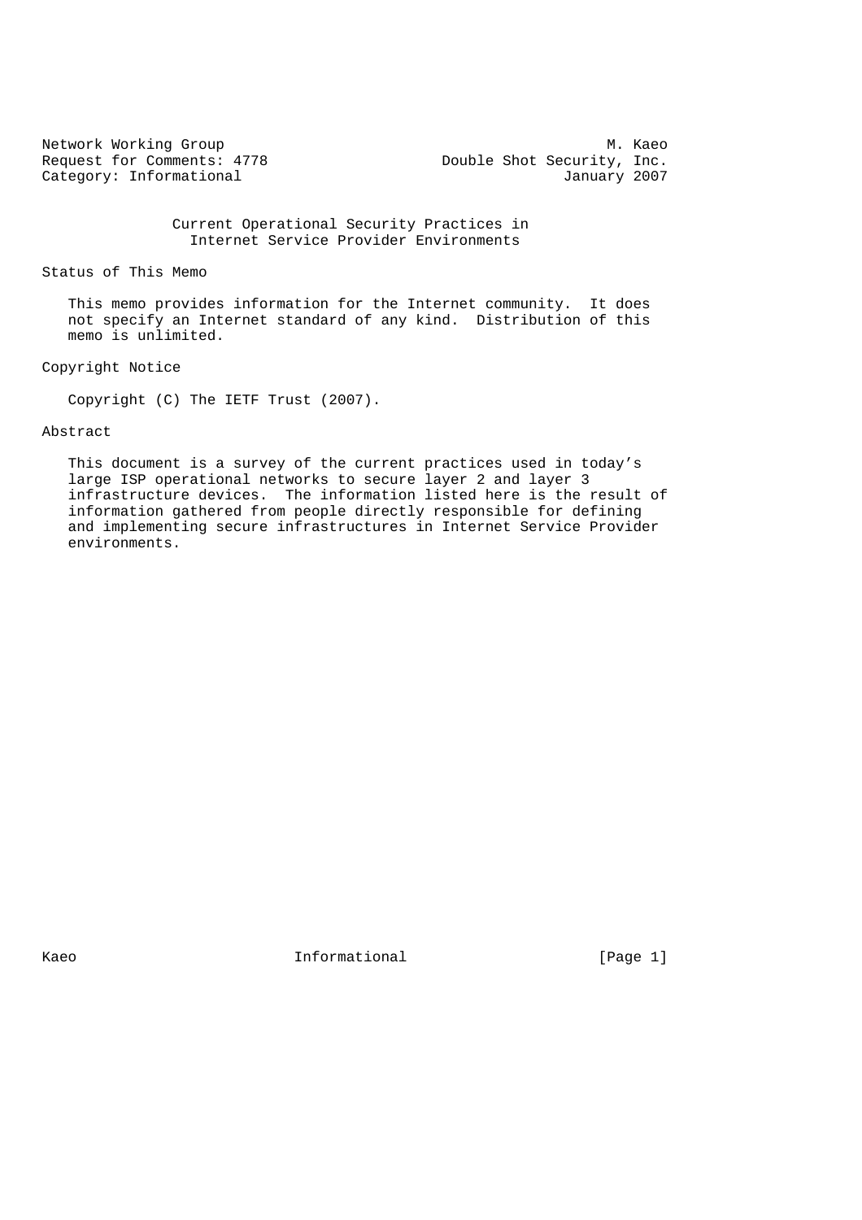Network Working Group M. Kaeo
Request for Comments: 4778 Double Shot Security, Inc.
Category: Informational January 2007

# Current Operational Security Practices in Internet Service Provider Environments

## Status of This Memo

This memo provides information for the Internet community. It does not specify an Internet standard of any kind. Distribution of this memo is unlimited.

## Copyright Notice

Copyright (C) The IETF Trust (2007).

## Abstract

This document is a survey of the current practices used in today's large ISP operational networks to secure layer 2 and layer 3 infrastructure devices. The information listed here is the result of information gathered from people directly responsible for defining and implementing secure infrastructures in Internet Service Provider environments.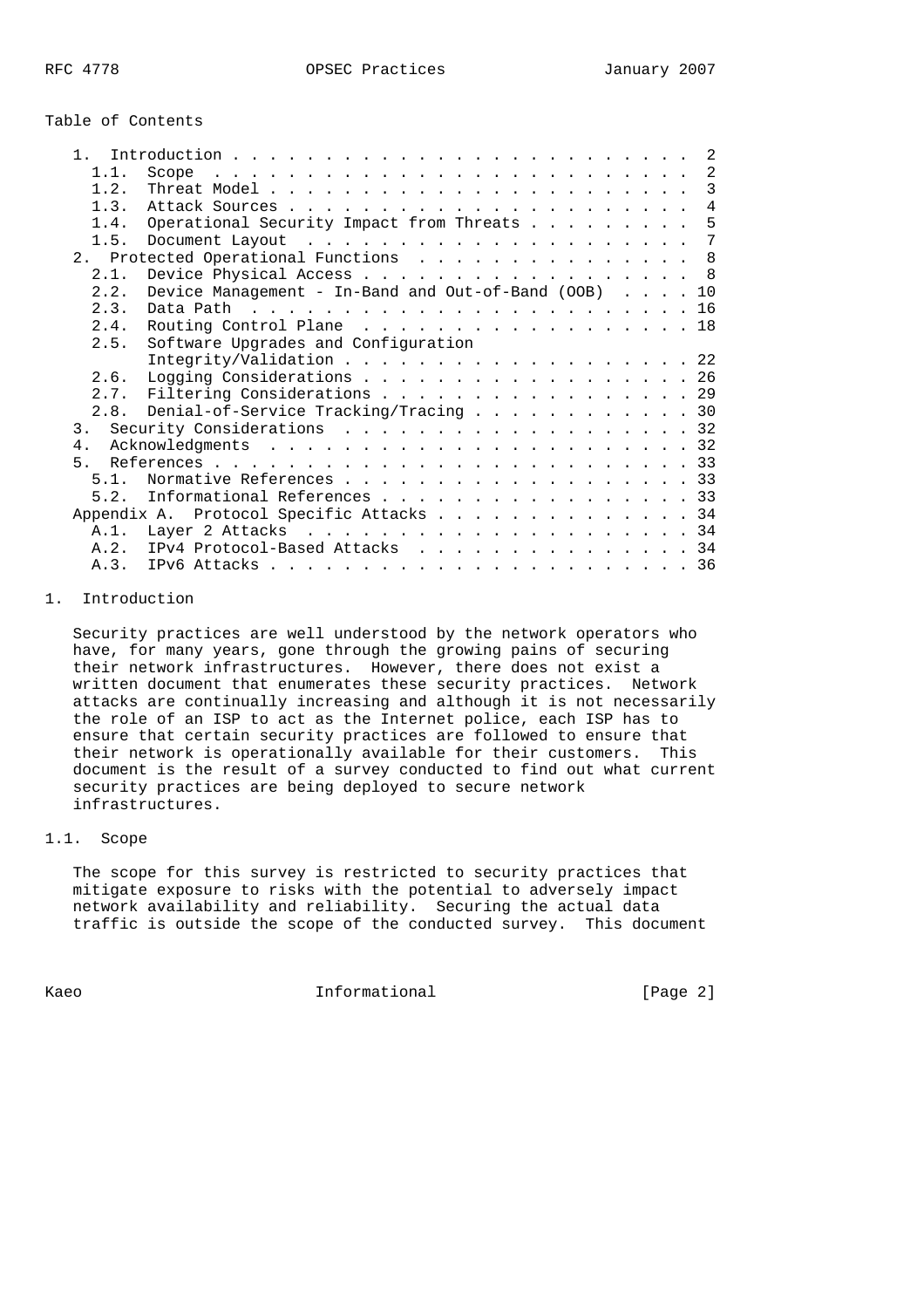Table of Contents

```
   1.  Introduction . . . . . . . . . . . . . . . . . . . . . . . . .  2
     1.1.  Scope  . . . . . . . . . . . . . . . . . . . . . . . . . .  2
     1.2.  Threat Model . . . . . . . . . . . . . . . . . . . . . . .  3
     1.3.  Attack Sources . . . . . . . . . . . . . . . . . . . . . .  4
     1.4.  Operational Security Impact from Threats . . . . . . . . .  5
     1.5.  Document Layout  . . . . . . . . . . . . . . . . . . . . .  7
   2.  Protected Operational Functions  . . . . . . . . . . . . . . .  8
     2.1.  Device Physical Access . . . . . . . . . . . . . . . . . .  8
     2.2.  Device Management - In-Band and Out-of-Band (OOB)  . . . . 10
     2.3.  Data Path  . . . . . . . . . . . . . . . . . . . . . . . . 16
     2.4.  Routing Control Plane  . . . . . . . . . . . . . . . . . . 18
     2.5.  Software Upgrades and Configuration
           Integrity/Validation . . . . . . . . . . . . . . . . . . . 22
     2.6.  Logging Considerations . . . . . . . . . . . . . . . . . . 26
     2.7.  Filtering Considerations . . . . . . . . . . . . . . . . . 29
     2.8.  Denial-of-Service Tracking/Tracing . . . . . . . . . . . . 30
   3.  Security Considerations  . . . . . . . . . . . . . . . . . . . 32
   4.  Acknowledgments  . . . . . . . . . . . . . . . . . . . . . . . 32
   5.  References . . . . . . . . . . . . . . . . . . . . . . . . . . 33
     5.1.  Normative References . . . . . . . . . . . . . . . . . . . 33
     5.2.  Informational References . . . . . . . . . . . . . . . . . 33
   Appendix A.  Protocol Specific Attacks . . . . . . . . . . . . . . 34
     A.1.  Layer 2 Attacks  . . . . . . . . . . . . . . . . . . . . . 34
     A.2.  IPv4 Protocol-Based Attacks  . . . . . . . . . . . . . . . 34
     A.3.  IPv6 Attacks . . . . . . . . . . . . . . . . . . . . . . . 36
```

# 1. Introduction

Security practices are well understood by the network operators who have, for many years, gone through the growing pains of securing their network infrastructures. However, there does not exist a written document that enumerates these security practices. Network attacks are continually increasing and although it is not necessarily the role of an ISP to act as the Internet police, each ISP has to ensure that certain security practices are followed to ensure that their network is operationally available for their customers. This document is the result of a survey conducted to find out what current security practices are being deployed to secure network infrastructures.

## 1.1. Scope

The scope for this survey is restricted to security practices that mitigate exposure to risks with the potential to adversely impact network availability and reliability. Securing the actual data traffic is outside the scope of the conducted survey. This document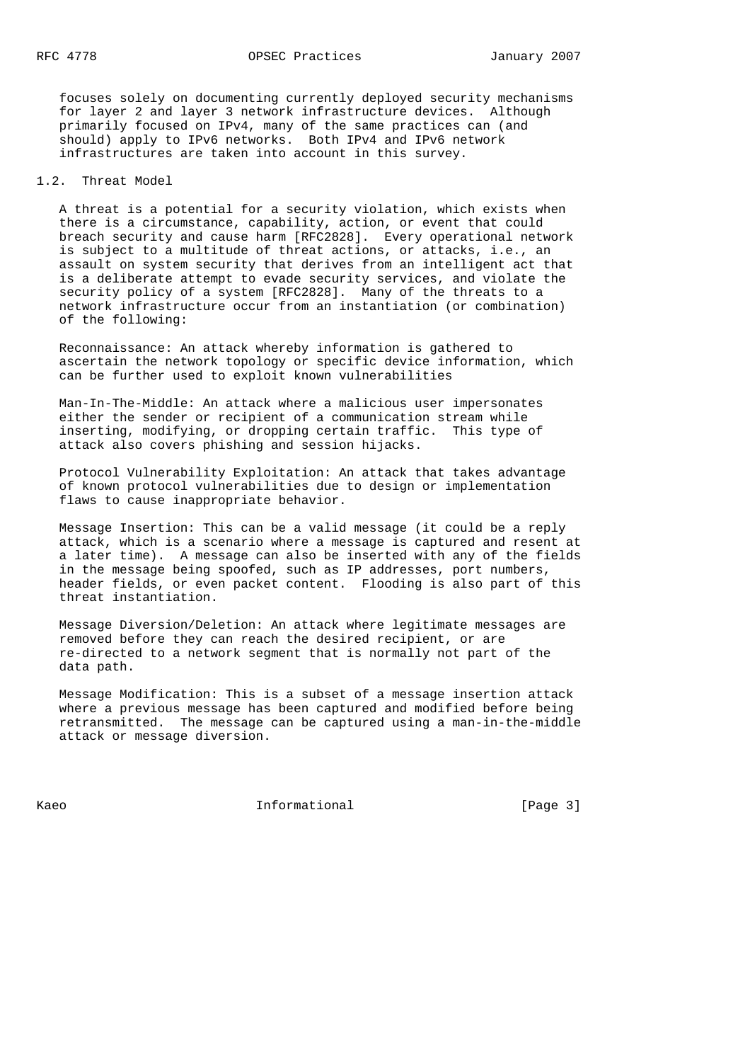focuses solely on documenting currently deployed security mechanisms for layer 2 and layer 3 network infrastructure devices. Although primarily focused on IPv4, many of the same practices can (and should) apply to IPv6 networks. Both IPv4 and IPv6 network infrastructures are taken into account in this survey.

### 1.2. Threat Model

A threat is a potential for a security violation, which exists when there is a circumstance, capability, action, or event that could breach security and cause harm [RFC2828]. Every operational network is subject to a multitude of threat actions, or attacks, i.e., an assault on system security that derives from an intelligent act that is a deliberate attempt to evade security services, and violate the security policy of a system [RFC2828]. Many of the threats to a network infrastructure occur from an instantiation (or combination) of the following:

Reconnaissance: An attack whereby information is gathered to ascertain the network topology or specific device information, which can be further used to exploit known vulnerabilities

Man-In-The-Middle: An attack where a malicious user impersonates either the sender or recipient of a communication stream while inserting, modifying, or dropping certain traffic. This type of attack also covers phishing and session hijacks.

Protocol Vulnerability Exploitation: An attack that takes advantage of known protocol vulnerabilities due to design or implementation flaws to cause inappropriate behavior.

Message Insertion: This can be a valid message (it could be a reply attack, which is a scenario where a message is captured and resent at a later time). A message can also be inserted with any of the fields in the message being spoofed, such as IP addresses, port numbers, header fields, or even packet content. Flooding is also part of this threat instantiation.

Message Diversion/Deletion: An attack where legitimate messages are removed before they can reach the desired recipient, or are re-directed to a network segment that is normally not part of the data path.

Message Modification: This is a subset of a message insertion attack where a previous message has been captured and modified before being retransmitted. The message can be captured using a man-in-the-middle attack or message diversion.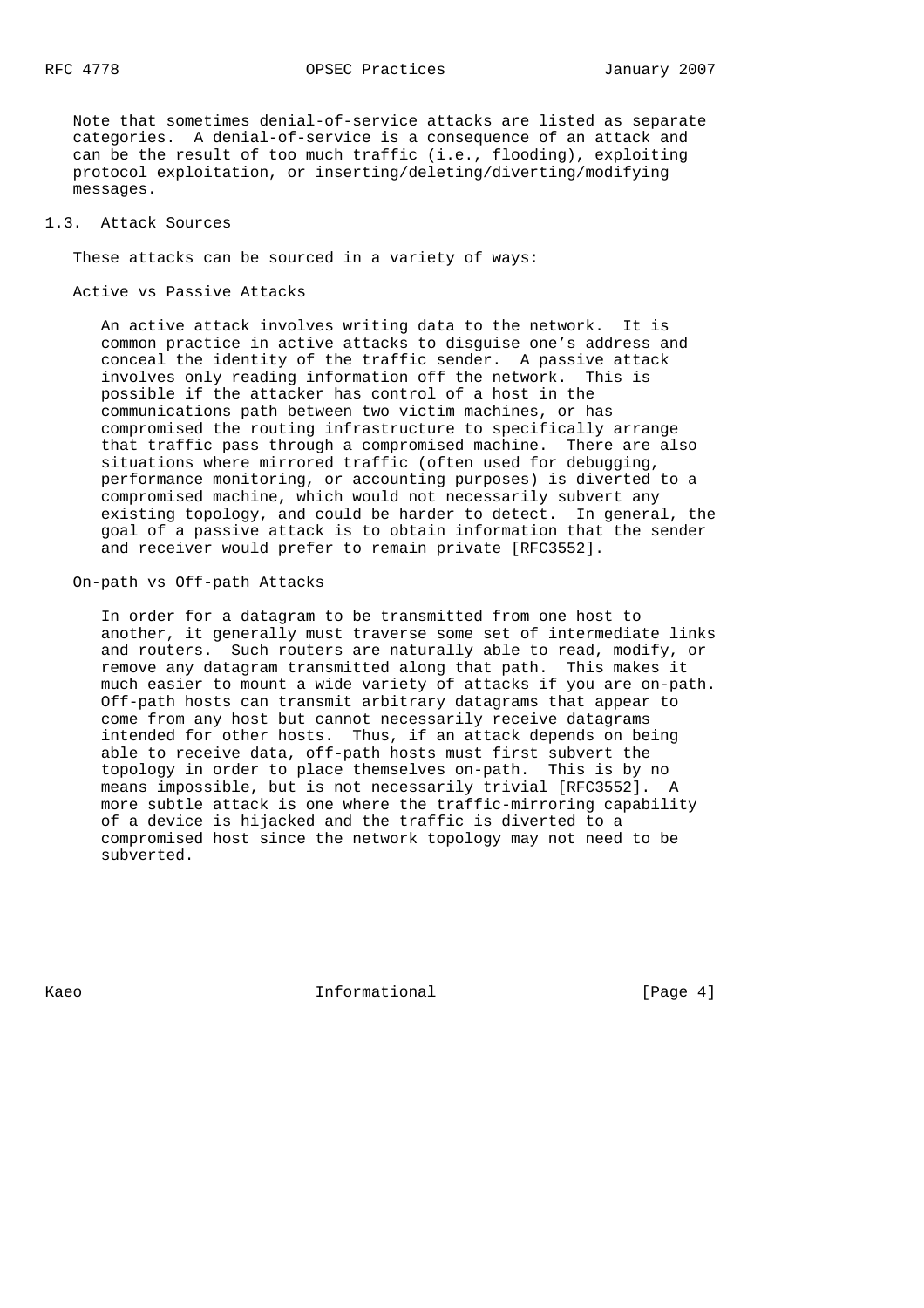Note that sometimes denial-of-service attacks are listed as separate categories. A denial-of-service is a consequence of an attack and can be the result of too much traffic (i.e., flooding), exploiting protocol exploitation, or inserting/deleting/diverting/modifying messages.

## 1.3. Attack Sources

These attacks can be sourced in a variety of ways:

Active vs Passive Attacks

An active attack involves writing data to the network. It is common practice in active attacks to disguise one's address and conceal the identity of the traffic sender. A passive attack involves only reading information off the network. This is possible if the attacker has control of a host in the communications path between two victim machines, or has compromised the routing infrastructure to specifically arrange that traffic pass through a compromised machine. There are also situations where mirrored traffic (often used for debugging, performance monitoring, or accounting purposes) is diverted to a compromised machine, which would not necessarily subvert any existing topology, and could be harder to detect. In general, the goal of a passive attack is to obtain information that the sender and receiver would prefer to remain private [RFC3552].

On-path vs Off-path Attacks

In order for a datagram to be transmitted from one host to another, it generally must traverse some set of intermediate links and routers. Such routers are naturally able to read, modify, or remove any datagram transmitted along that path. This makes it much easier to mount a wide variety of attacks if you are on-path. Off-path hosts can transmit arbitrary datagrams that appear to come from any host but cannot necessarily receive datagrams intended for other hosts. Thus, if an attack depends on being able to receive data, off-path hosts must first subvert the topology in order to place themselves on-path. This is by no means impossible, but is not necessarily trivial [RFC3552]. A more subtle attack is one where the traffic-mirroring capability of a device is hijacked and the traffic is diverted to a compromised host since the network topology may not need to be subverted.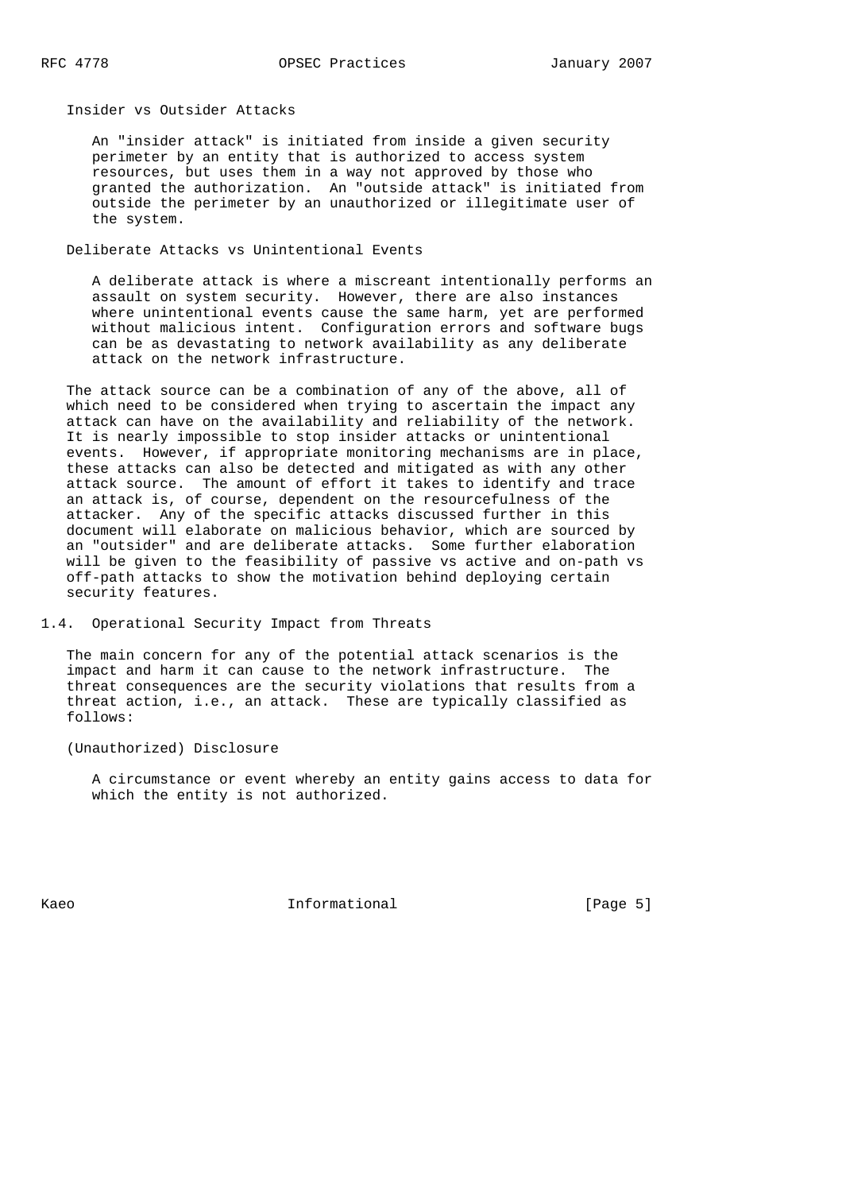Insider vs Outsider Attacks

An "insider attack" is initiated from inside a given security perimeter by an entity that is authorized to access system resources, but uses them in a way not approved by those who granted the authorization. An "outside attack" is initiated from outside the perimeter by an unauthorized or illegitimate user of the system.

Deliberate Attacks vs Unintentional Events

A deliberate attack is where a miscreant intentionally performs an assault on system security. However, there are also instances where unintentional events cause the same harm, yet are performed without malicious intent. Configuration errors and software bugs can be as devastating to network availability as any deliberate attack on the network infrastructure.

The attack source can be a combination of any of the above, all of which need to be considered when trying to ascertain the impact any attack can have on the availability and reliability of the network. It is nearly impossible to stop insider attacks or unintentional events. However, if appropriate monitoring mechanisms are in place, these attacks can also be detected and mitigated as with any other attack source. The amount of effort it takes to identify and trace an attack is, of course, dependent on the resourcefulness of the attacker. Any of the specific attacks discussed further in this document will elaborate on malicious behavior, which are sourced by an "outsider" and are deliberate attacks. Some further elaboration will be given to the feasibility of passive vs active and on-path vs off-path attacks to show the motivation behind deploying certain security features.

## 1.4. Operational Security Impact from Threats

The main concern for any of the potential attack scenarios is the impact and harm it can cause to the network infrastructure. The threat consequences are the security violations that results from a threat action, i.e., an attack. These are typically classified as follows:

(Unauthorized) Disclosure

A circumstance or event whereby an entity gains access to data for which the entity is not authorized.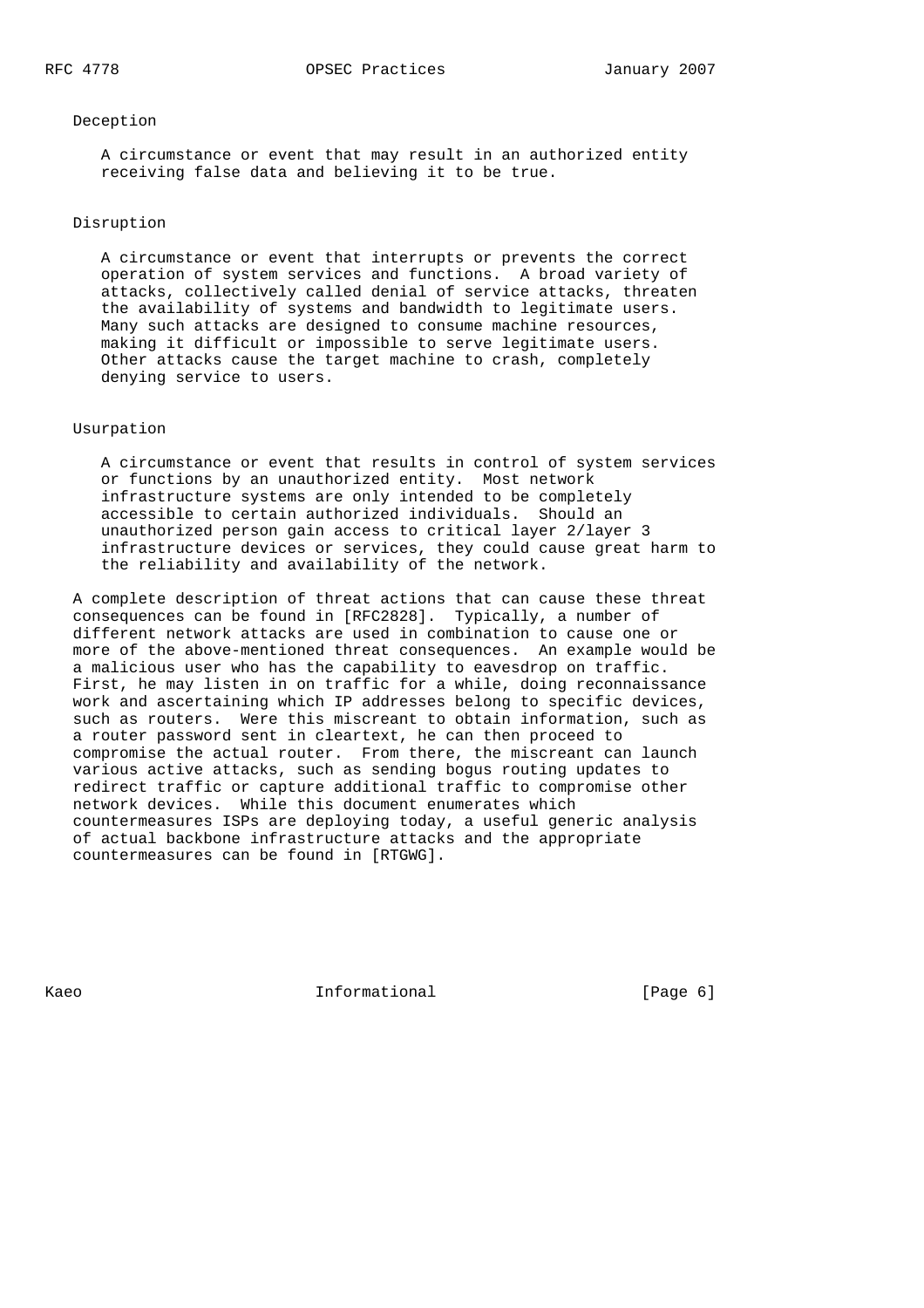Deception

A circumstance or event that may result in an authorized entity receiving false data and believing it to be true.

Disruption

A circumstance or event that interrupts or prevents the correct operation of system services and functions. A broad variety of attacks, collectively called denial of service attacks, threaten the availability of systems and bandwidth to legitimate users. Many such attacks are designed to consume machine resources, making it difficult or impossible to serve legitimate users. Other attacks cause the target machine to crash, completely denying service to users.

Usurpation

A circumstance or event that results in control of system services or functions by an unauthorized entity. Most network infrastructure systems are only intended to be completely accessible to certain authorized individuals. Should an unauthorized person gain access to critical layer 2/layer 3 infrastructure devices or services, they could cause great harm to the reliability and availability of the network.

A complete description of threat actions that can cause these threat consequences can be found in [RFC2828]. Typically, a number of different network attacks are used in combination to cause one or more of the above-mentioned threat consequences. An example would be a malicious user who has the capability to eavesdrop on traffic. First, he may listen in on traffic for a while, doing reconnaissance work and ascertaining which IP addresses belong to specific devices, such as routers. Were this miscreant to obtain information, such as a router password sent in cleartext, he can then proceed to compromise the actual router. From there, the miscreant can launch various active attacks, such as sending bogus routing updates to redirect traffic or capture additional traffic to compromise other network devices. While this document enumerates which countermeasures ISPs are deploying today, a useful generic analysis of actual backbone infrastructure attacks and the appropriate countermeasures can be found in [RTGWG].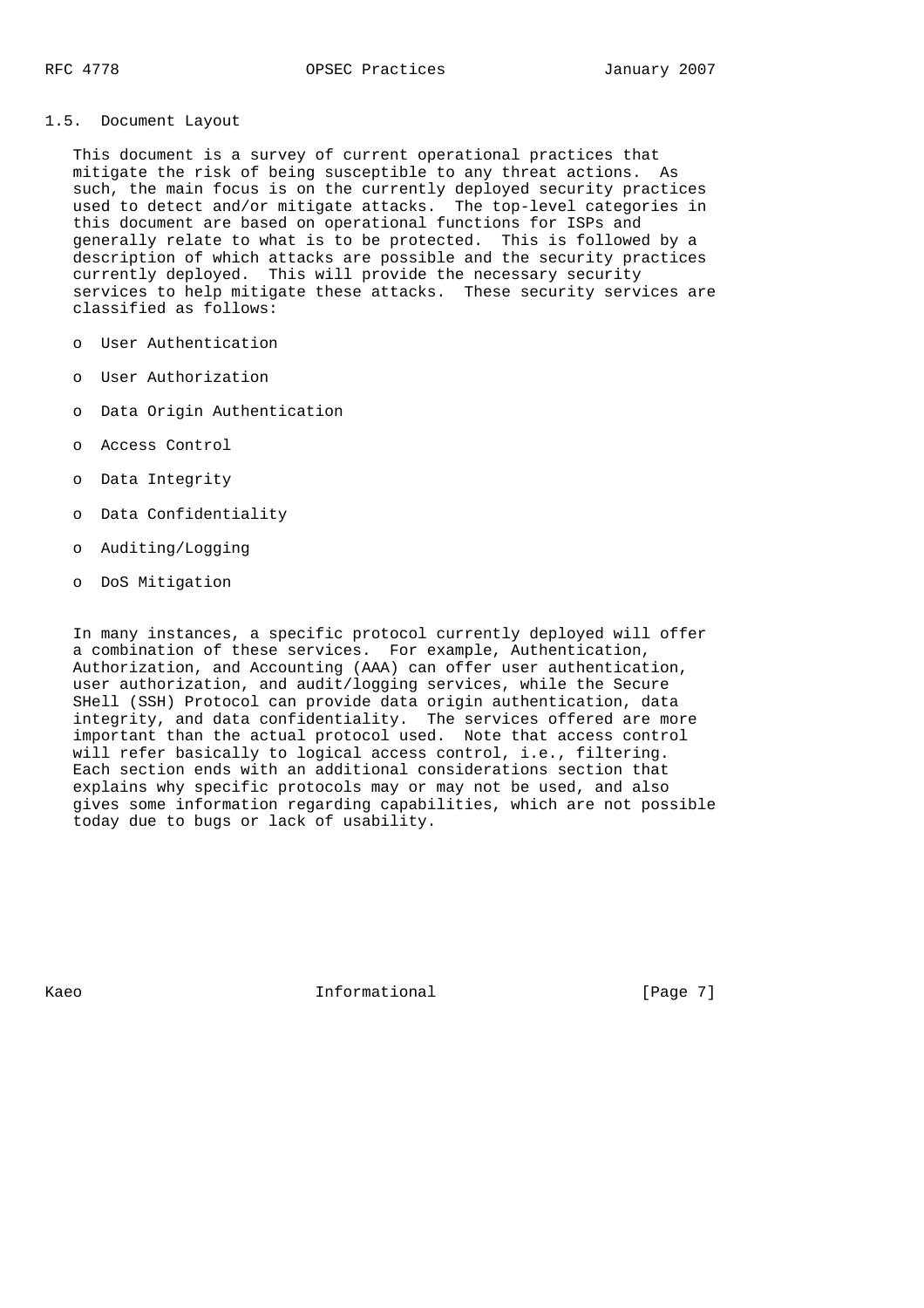### 1.5. Document Layout

This document is a survey of current operational practices that mitigate the risk of being susceptible to any threat actions. As such, the main focus is on the currently deployed security practices used to detect and/or mitigate attacks. The top-level categories in this document are based on operational functions for ISPs and generally relate to what is to be protected. This is followed by a description of which attacks are possible and the security practices currently deployed. This will provide the necessary security services to help mitigate these attacks. These security services are classified as follows:

- User Authentication
- User Authorization
- Data Origin Authentication
- Access Control
- Data Integrity
- Data Confidentiality
- Auditing/Logging
- DoS Mitigation

In many instances, a specific protocol currently deployed will offer a combination of these services. For example, Authentication, Authorization, and Accounting (AAA) can offer user authentication, user authorization, and audit/logging services, while the Secure SHell (SSH) Protocol can provide data origin authentication, data integrity, and data confidentiality. The services offered are more important than the actual protocol used. Note that access control will refer basically to logical access control, i.e., filtering. Each section ends with an additional considerations section that explains why specific protocols may or may not be used, and also gives some information regarding capabilities, which are not possible today due to bugs or lack of usability.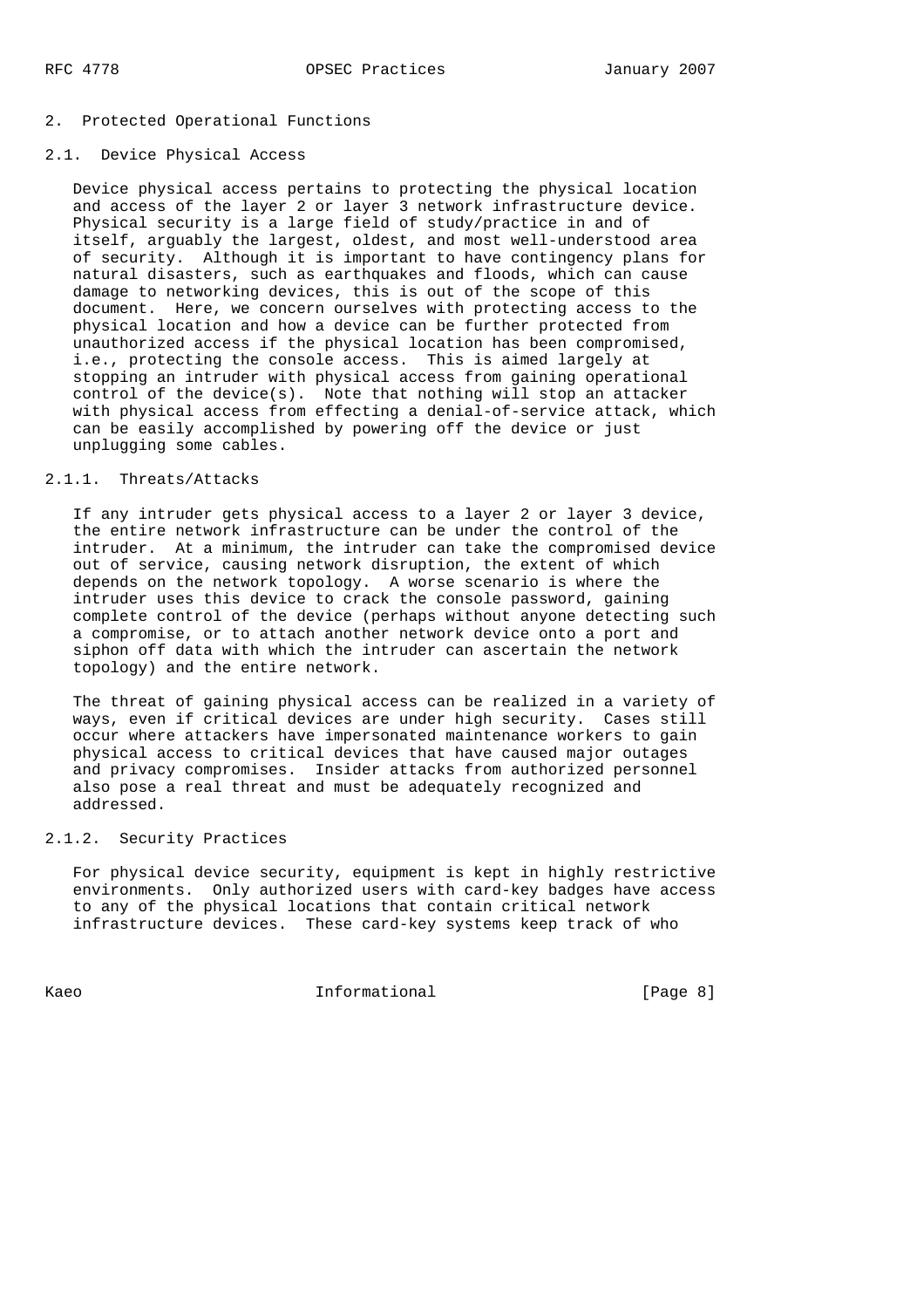## 2. Protected Operational Functions

### 2.1. Device Physical Access

Device physical access pertains to protecting the physical location and access of the layer 2 or layer 3 network infrastructure device. Physical security is a large field of study/practice in and of itself, arguably the largest, oldest, and most well-understood area of security. Although it is important to have contingency plans for natural disasters, such as earthquakes and floods, which can cause damage to networking devices, this is out of the scope of this document. Here, we concern ourselves with protecting access to the physical location and how a device can be further protected from unauthorized access if the physical location has been compromised, i.e., protecting the console access. This is aimed largely at stopping an intruder with physical access from gaining operational control of the device(s). Note that nothing will stop an attacker with physical access from effecting a denial-of-service attack, which can be easily accomplished by powering off the device or just unplugging some cables.

#### 2.1.1. Threats/Attacks

If any intruder gets physical access to a layer 2 or layer 3 device, the entire network infrastructure can be under the control of the intruder. At a minimum, the intruder can take the compromised device out of service, causing network disruption, the extent of which depends on the network topology. A worse scenario is where the intruder uses this device to crack the console password, gaining complete control of the device (perhaps without anyone detecting such a compromise, or to attach another network device onto a port and siphon off data with which the intruder can ascertain the network topology) and the entire network.

The threat of gaining physical access can be realized in a variety of ways, even if critical devices are under high security. Cases still occur where attackers have impersonated maintenance workers to gain physical access to critical devices that have caused major outages and privacy compromises. Insider attacks from authorized personnel also pose a real threat and must be adequately recognized and addressed.

#### 2.1.2. Security Practices

For physical device security, equipment is kept in highly restrictive environments. Only authorized users with card-key badges have access to any of the physical locations that contain critical network infrastructure devices. These card-key systems keep track of who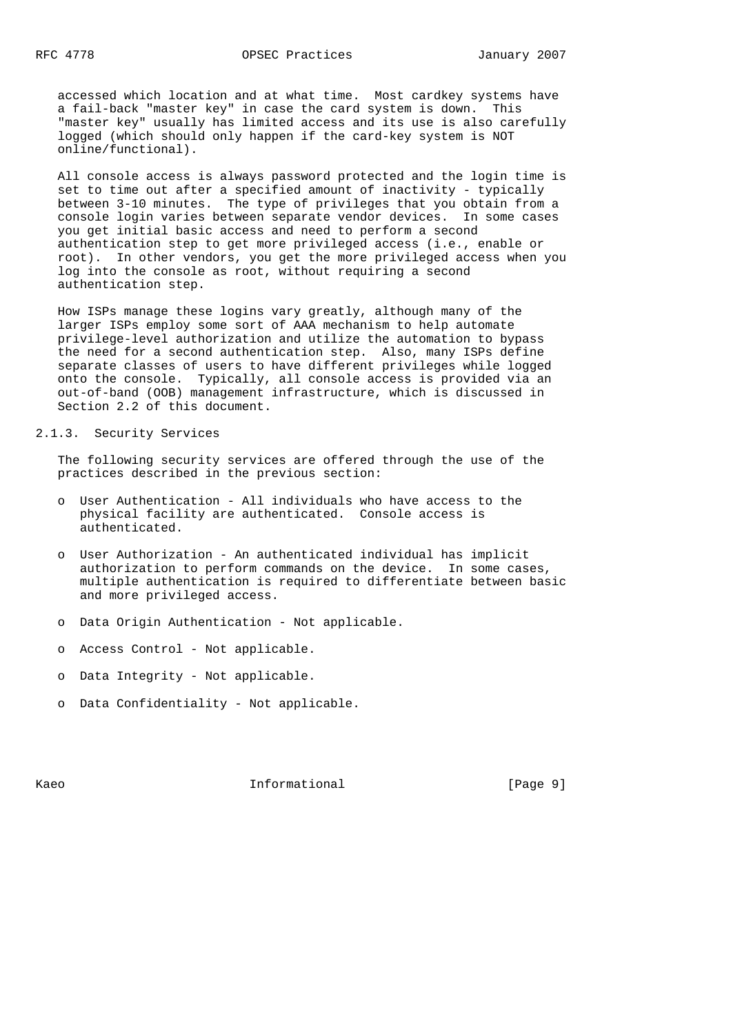accessed which location and at what time. Most cardkey systems have a fail-back "master key" in case the card system is down. This "master key" usually has limited access and its use is also carefully logged (which should only happen if the card-key system is NOT online/functional).

All console access is always password protected and the login time is set to time out after a specified amount of inactivity - typically between 3-10 minutes. The type of privileges that you obtain from a console login varies between separate vendor devices. In some cases you get initial basic access and need to perform a second authentication step to get more privileged access (i.e., enable or root). In other vendors, you get the more privileged access when you log into the console as root, without requiring a second authentication step.

How ISPs manage these logins vary greatly, although many of the larger ISPs employ some sort of AAA mechanism to help automate privilege-level authorization and utilize the automation to bypass the need for a second authentication step. Also, many ISPs define separate classes of users to have different privileges while logged onto the console. Typically, all console access is provided via an out-of-band (OOB) management infrastructure, which is discussed in Section 2.2 of this document.

### 2.1.3. Security Services

The following security services are offered through the use of the practices described in the previous section:

- User Authentication - All individuals who have access to the physical facility are authenticated. Console access is authenticated.
- User Authorization - An authenticated individual has implicit authorization to perform commands on the device. In some cases, multiple authentication is required to differentiate between basic and more privileged access.
- Data Origin Authentication - Not applicable.
- Access Control - Not applicable.
- Data Integrity - Not applicable.
- Data Confidentiality - Not applicable.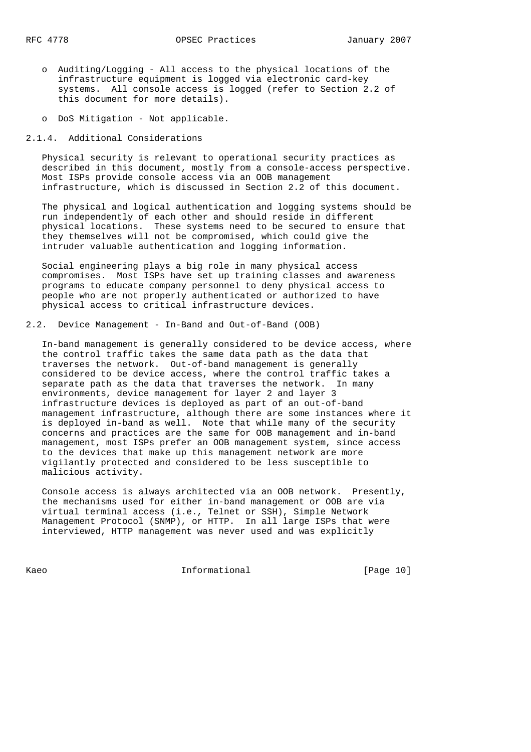- Auditing/Logging - All access to the physical locations of the infrastructure equipment is logged via electronic card-key systems. All console access is logged (refer to Section 2.2 of this document for more details).
- DoS Mitigation - Not applicable.

### 2.1.4. Additional Considerations

Physical security is relevant to operational security practices as described in this document, mostly from a console-access perspective. Most ISPs provide console access via an OOB management infrastructure, which is discussed in Section 2.2 of this document.

The physical and logical authentication and logging systems should be run independently of each other and should reside in different physical locations. These systems need to be secured to ensure that they themselves will not be compromised, which could give the intruder valuable authentication and logging information.

Social engineering plays a big role in many physical access compromises. Most ISPs have set up training classes and awareness programs to educate company personnel to deny physical access to people who are not properly authenticated or authorized to have physical access to critical infrastructure devices.

## 2.2. Device Management - In-Band and Out-of-Band (OOB)

In-band management is generally considered to be device access, where the control traffic takes the same data path as the data that traverses the network. Out-of-band management is generally considered to be device access, where the control traffic takes a separate path as the data that traverses the network. In many environments, device management for layer 2 and layer 3 infrastructure devices is deployed as part of an out-of-band management infrastructure, although there are some instances where it is deployed in-band as well. Note that while many of the security concerns and practices are the same for OOB management and in-band management, most ISPs prefer an OOB management system, since access to the devices that make up this management network are more vigilantly protected and considered to be less susceptible to malicious activity.

Console access is always architected via an OOB network. Presently, the mechanisms used for either in-band management or OOB are via virtual terminal access (i.e., Telnet or SSH), Simple Network Management Protocol (SNMP), or HTTP. In all large ISPs that were interviewed, HTTP management was never used and was explicitly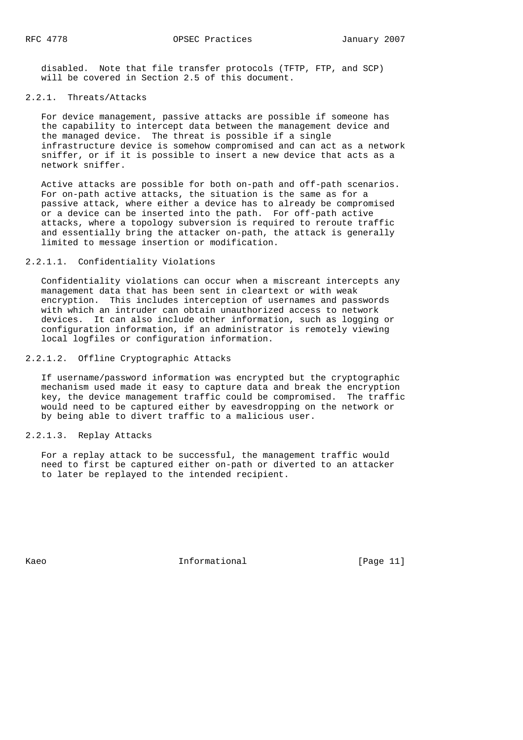disabled. Note that file transfer protocols (TFTP, FTP, and SCP) will be covered in Section 2.5 of this document.

### 2.2.1. Threats/Attacks

For device management, passive attacks are possible if someone has the capability to intercept data between the management device and the managed device. The threat is possible if a single infrastructure device is somehow compromised and can act as a network sniffer, or if it is possible to insert a new device that acts as a network sniffer.

Active attacks are possible for both on-path and off-path scenarios. For on-path active attacks, the situation is the same as for a passive attack, where either a device has to already be compromised or a device can be inserted into the path. For off-path active attacks, where a topology subversion is required to reroute traffic and essentially bring the attacker on-path, the attack is generally limited to message insertion or modification.

#### 2.2.1.1. Confidentiality Violations

Confidentiality violations can occur when a miscreant intercepts any management data that has been sent in cleartext or with weak encryption. This includes interception of usernames and passwords with which an intruder can obtain unauthorized access to network devices. It can also include other information, such as logging or configuration information, if an administrator is remotely viewing local logfiles or configuration information.

#### 2.2.1.2. Offline Cryptographic Attacks

If username/password information was encrypted but the cryptographic mechanism used made it easy to capture data and break the encryption key, the device management traffic could be compromised. The traffic would need to be captured either by eavesdropping on the network or by being able to divert traffic to a malicious user.

#### 2.2.1.3. Replay Attacks

For a replay attack to be successful, the management traffic would need to first be captured either on-path or diverted to an attacker to later be replayed to the intended recipient.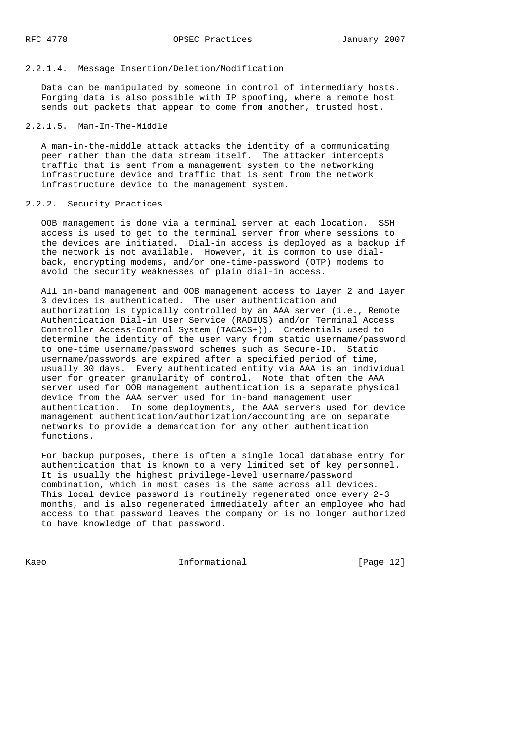#### 2.2.1.4. Message Insertion/Deletion/Modification

Data can be manipulated by someone in control of intermediary hosts. Forging data is also possible with IP spoofing, where a remote host sends out packets that appear to come from another, trusted host.

#### 2.2.1.5. Man-In-The-Middle

A man-in-the-middle attack attacks the identity of a communicating peer rather than the data stream itself. The attacker intercepts traffic that is sent from a management system to the networking infrastructure device and traffic that is sent from the network infrastructure device to the management system.

### 2.2.2. Security Practices

OOB management is done via a terminal server at each location. SSH access is used to get to the terminal server from where sessions to the devices are initiated. Dial-in access is deployed as a backup if the network is not available. However, it is common to use dial-back, encrypting modems, and/or one-time-password (OTP) modems to avoid the security weaknesses of plain dial-in access.

All in-band management and OOB management access to layer 2 and layer 3 devices is authenticated. The user authentication and authorization is typically controlled by an AAA server (i.e., Remote Authentication Dial-in User Service (RADIUS) and/or Terminal Access Controller Access-Control System (TACACS+)). Credentials used to determine the identity of the user vary from static username/password to one-time username/password schemes such as Secure-ID. Static username/passwords are expired after a specified period of time, usually 30 days. Every authenticated entity via AAA is an individual user for greater granularity of control. Note that often the AAA server used for OOB management authentication is a separate physical device from the AAA server used for in-band management user authentication. In some deployments, the AAA servers used for device management authentication/authorization/accounting are on separate networks to provide a demarcation for any other authentication functions.

For backup purposes, there is often a single local database entry for authentication that is known to a very limited set of key personnel. It is usually the highest privilege-level username/password combination, which in most cases is the same across all devices. This local device password is routinely regenerated once every 2-3 months, and is also regenerated immediately after an employee who had access to that password leaves the company or is no longer authorized to have knowledge of that password.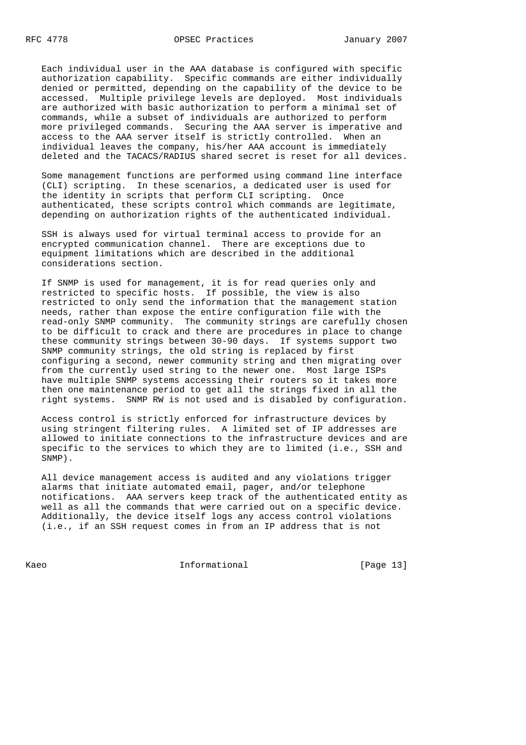Each individual user in the AAA database is configured with specific authorization capability. Specific commands are either individually denied or permitted, depending on the capability of the device to be accessed. Multiple privilege levels are deployed. Most individuals are authorized with basic authorization to perform a minimal set of commands, while a subset of individuals are authorized to perform more privileged commands. Securing the AAA server is imperative and access to the AAA server itself is strictly controlled. When an individual leaves the company, his/her AAA account is immediately deleted and the TACACS/RADIUS shared secret is reset for all devices.

Some management functions are performed using command line interface (CLI) scripting. In these scenarios, a dedicated user is used for the identity in scripts that perform CLI scripting. Once authenticated, these scripts control which commands are legitimate, depending on authorization rights of the authenticated individual.

SSH is always used for virtual terminal access to provide for an encrypted communication channel. There are exceptions due to equipment limitations which are described in the additional considerations section.

If SNMP is used for management, it is for read queries only and restricted to specific hosts. If possible, the view is also restricted to only send the information that the management station needs, rather than expose the entire configuration file with the read-only SNMP community. The community strings are carefully chosen to be difficult to crack and there are procedures in place to change these community strings between 30-90 days. If systems support two SNMP community strings, the old string is replaced by first configuring a second, newer community string and then migrating over from the currently used string to the newer one. Most large ISPs have multiple SNMP systems accessing their routers so it takes more then one maintenance period to get all the strings fixed in all the right systems. SNMP RW is not used and is disabled by configuration.

Access control is strictly enforced for infrastructure devices by using stringent filtering rules. A limited set of IP addresses are allowed to initiate connections to the infrastructure devices and are specific to the services to which they are to limited (i.e., SSH and SNMP).

All device management access is audited and any violations trigger alarms that initiate automated email, pager, and/or telephone notifications. AAA servers keep track of the authenticated entity as well as all the commands that were carried out on a specific device. Additionally, the device itself logs any access control violations (i.e., if an SSH request comes in from an IP address that is not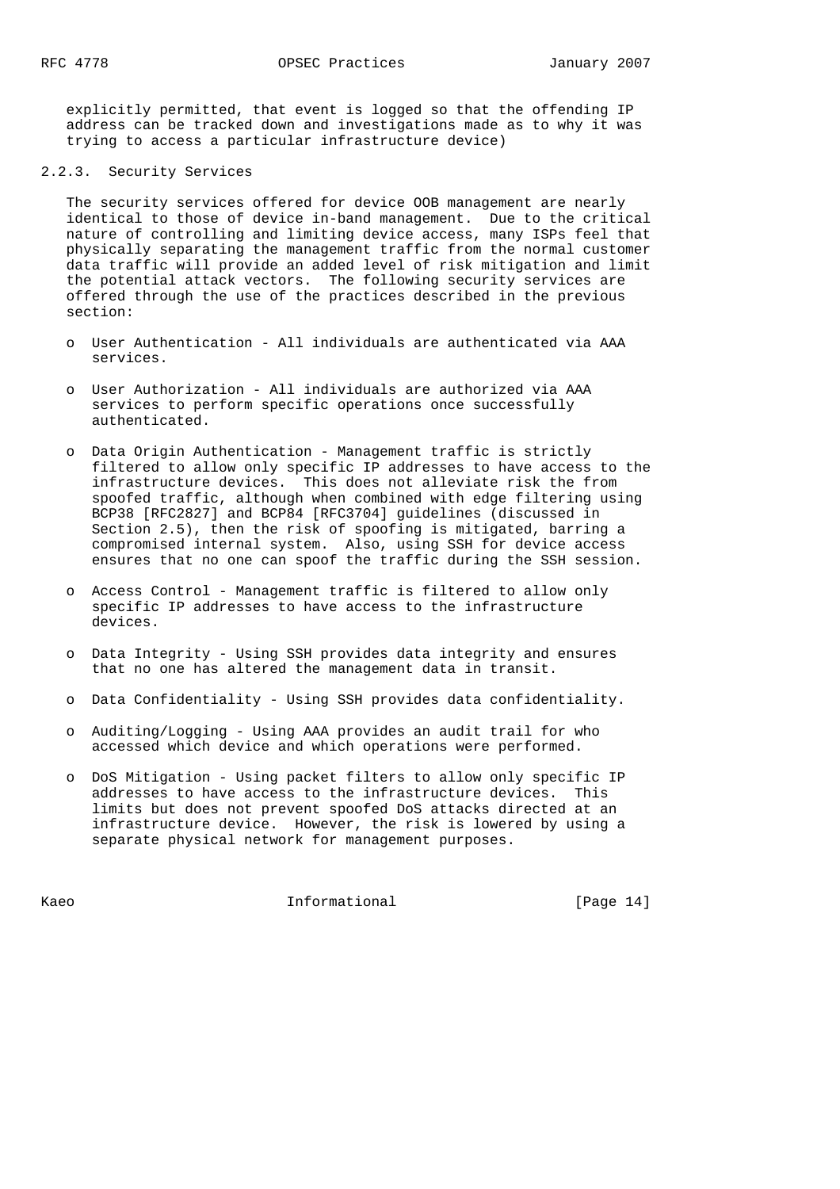explicitly permitted, that event is logged so that the offending IP address can be tracked down and investigations made as to why it was trying to access a particular infrastructure device)

### 2.2.3. Security Services

The security services offered for device OOB management are nearly identical to those of device in-band management. Due to the critical nature of controlling and limiting device access, many ISPs feel that physically separating the management traffic from the normal customer data traffic will provide an added level of risk mitigation and limit the potential attack vectors. The following security services are offered through the use of the practices described in the previous section:

- User Authentication - All individuals are authenticated via AAA services.
- User Authorization - All individuals are authorized via AAA services to perform specific operations once successfully authenticated.
- Data Origin Authentication - Management traffic is strictly filtered to allow only specific IP addresses to have access to the infrastructure devices. This does not alleviate risk the from spoofed traffic, although when combined with edge filtering using BCP38 [RFC2827] and BCP84 [RFC3704] guidelines (discussed in Section 2.5), then the risk of spoofing is mitigated, barring a compromised internal system. Also, using SSH for device access ensures that no one can spoof the traffic during the SSH session.
- Access Control - Management traffic is filtered to allow only specific IP addresses to have access to the infrastructure devices.
- Data Integrity - Using SSH provides data integrity and ensures that no one has altered the management data in transit.
- Data Confidentiality - Using SSH provides data confidentiality.
- Auditing/Logging - Using AAA provides an audit trail for who accessed which device and which operations were performed.
- DoS Mitigation - Using packet filters to allow only specific IP addresses to have access to the infrastructure devices. This limits but does not prevent spoofed DoS attacks directed at an infrastructure device. However, the risk is lowered by using a separate physical network for management purposes.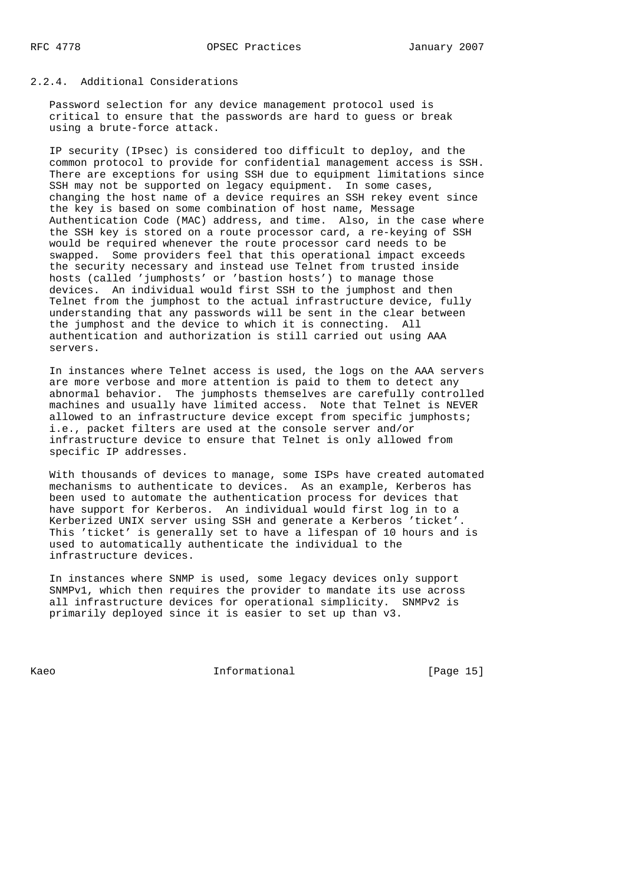### 2.2.4. Additional Considerations

Password selection for any device management protocol used is critical to ensure that the passwords are hard to guess or break using a brute-force attack.

IP security (IPsec) is considered too difficult to deploy, and the common protocol to provide for confidential management access is SSH. There are exceptions for using SSH due to equipment limitations since SSH may not be supported on legacy equipment. In some cases, changing the host name of a device requires an SSH rekey event since the key is based on some combination of host name, Message Authentication Code (MAC) address, and time. Also, in the case where the SSH key is stored on a route processor card, a re-keying of SSH would be required whenever the route processor card needs to be swapped. Some providers feel that this operational impact exceeds the security necessary and instead use Telnet from trusted inside hosts (called 'jumphosts' or 'bastion hosts') to manage those devices. An individual would first SSH to the jumphost and then Telnet from the jumphost to the actual infrastructure device, fully understanding that any passwords will be sent in the clear between the jumphost and the device to which it is connecting. All authentication and authorization is still carried out using AAA servers.

In instances where Telnet access is used, the logs on the AAA servers are more verbose and more attention is paid to them to detect any abnormal behavior. The jumphosts themselves are carefully controlled machines and usually have limited access. Note that Telnet is NEVER allowed to an infrastructure device except from specific jumphosts; i.e., packet filters are used at the console server and/or infrastructure device to ensure that Telnet is only allowed from specific IP addresses.

With thousands of devices to manage, some ISPs have created automated mechanisms to authenticate to devices. As an example, Kerberos has been used to automate the authentication process for devices that have support for Kerberos. An individual would first log in to a Kerberized UNIX server using SSH and generate a Kerberos 'ticket'. This 'ticket' is generally set to have a lifespan of 10 hours and is used to automatically authenticate the individual to the infrastructure devices.

In instances where SNMP is used, some legacy devices only support SNMPv1, which then requires the provider to mandate its use across all infrastructure devices for operational simplicity. SNMPv2 is primarily deployed since it is easier to set up than v3.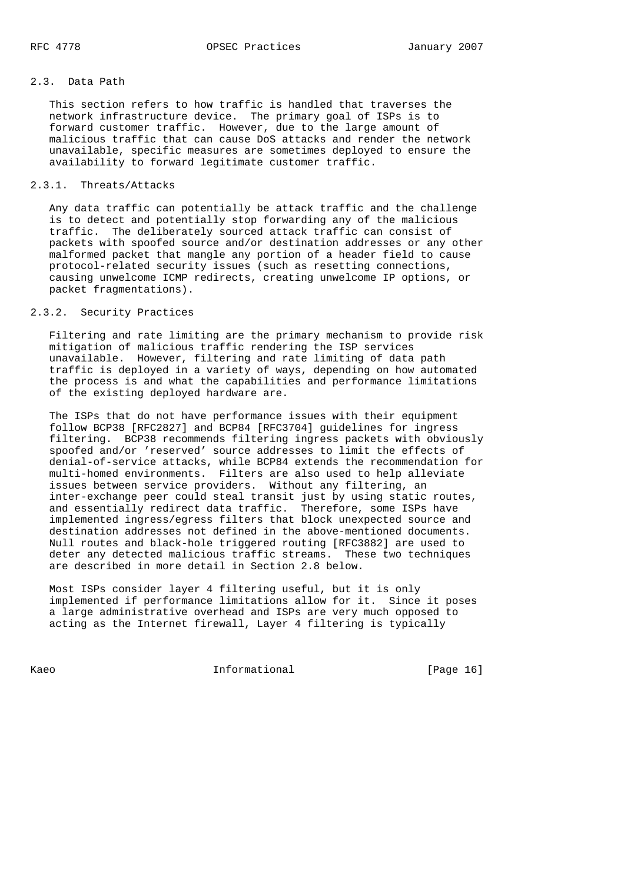### 2.3. Data Path

This section refers to how traffic is handled that traverses the network infrastructure device. The primary goal of ISPs is to forward customer traffic. However, due to the large amount of malicious traffic that can cause DoS attacks and render the network unavailable, specific measures are sometimes deployed to ensure the availability to forward legitimate customer traffic.

#### 2.3.1. Threats/Attacks

Any data traffic can potentially be attack traffic and the challenge is to detect and potentially stop forwarding any of the malicious traffic. The deliberately sourced attack traffic can consist of packets with spoofed source and/or destination addresses or any other malformed packet that mangle any portion of a header field to cause protocol-related security issues (such as resetting connections, causing unwelcome ICMP redirects, creating unwelcome IP options, or packet fragmentations).

#### 2.3.2. Security Practices

Filtering and rate limiting are the primary mechanism to provide risk mitigation of malicious traffic rendering the ISP services unavailable. However, filtering and rate limiting of data path traffic is deployed in a variety of ways, depending on how automated the process is and what the capabilities and performance limitations of the existing deployed hardware are.

The ISPs that do not have performance issues with their equipment follow BCP38 [RFC2827] and BCP84 [RFC3704] guidelines for ingress filtering. BCP38 recommends filtering ingress packets with obviously spoofed and/or 'reserved' source addresses to limit the effects of denial-of-service attacks, while BCP84 extends the recommendation for multi-homed environments. Filters are also used to help alleviate issues between service providers. Without any filtering, an inter-exchange peer could steal transit just by using static routes, and essentially redirect data traffic. Therefore, some ISPs have implemented ingress/egress filters that block unexpected source and destination addresses not defined in the above-mentioned documents. Null routes and black-hole triggered routing [RFC3882] are used to deter any detected malicious traffic streams. These two techniques are described in more detail in Section 2.8 below.

Most ISPs consider layer 4 filtering useful, but it is only implemented if performance limitations allow for it. Since it poses a large administrative overhead and ISPs are very much opposed to acting as the Internet firewall, Layer 4 filtering is typically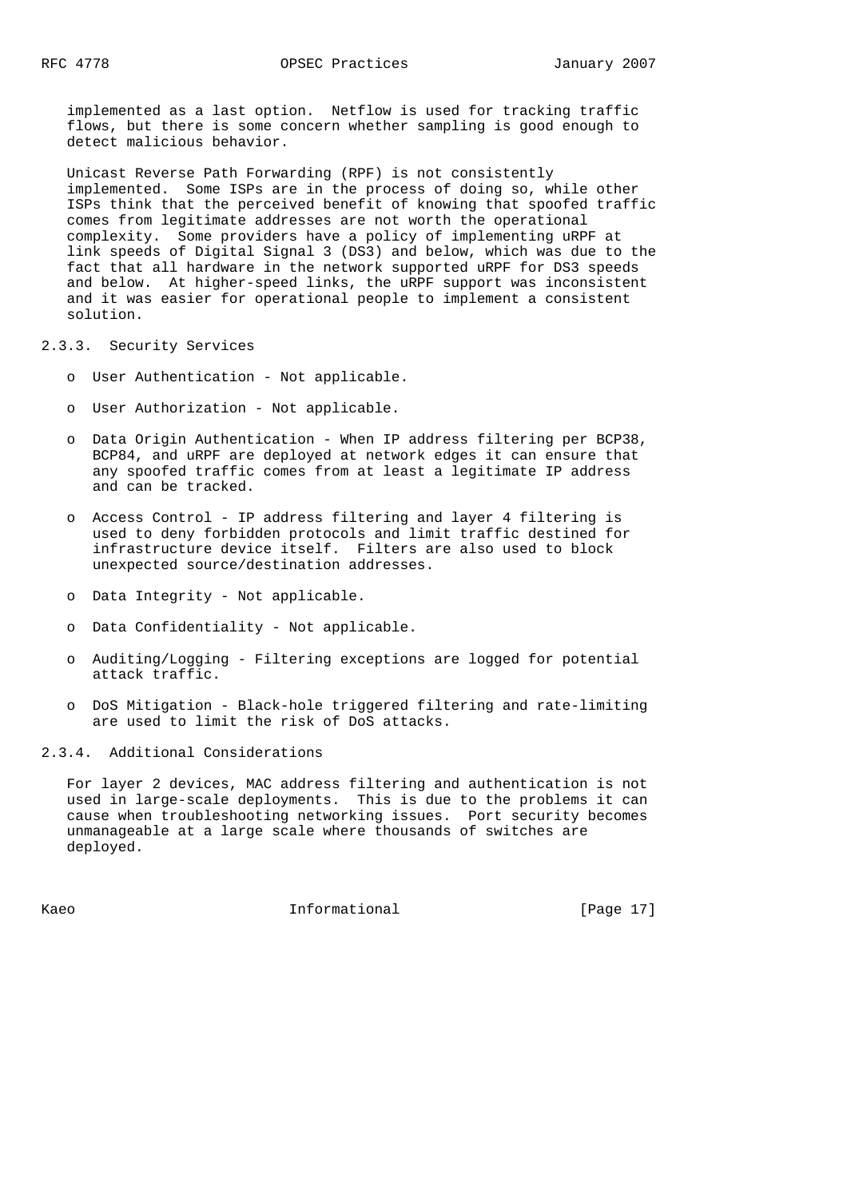implemented as a last option. Netflow is used for tracking traffic flows, but there is some concern whether sampling is good enough to detect malicious behavior.

Unicast Reverse Path Forwarding (RPF) is not consistently implemented. Some ISPs are in the process of doing so, while other ISPs think that the perceived benefit of knowing that spoofed traffic comes from legitimate addresses are not worth the operational complexity. Some providers have a policy of implementing uRPF at link speeds of Digital Signal 3 (DS3) and below, which was due to the fact that all hardware in the network supported uRPF for DS3 speeds and below. At higher-speed links, the uRPF support was inconsistent and it was easier for operational people to implement a consistent solution.

### 2.3.3. Security Services

- User Authentication - Not applicable.
- User Authorization - Not applicable.
- Data Origin Authentication - When IP address filtering per BCP38, BCP84, and uRPF are deployed at network edges it can ensure that any spoofed traffic comes from at least a legitimate IP address and can be tracked.
- Access Control - IP address filtering and layer 4 filtering is used to deny forbidden protocols and limit traffic destined for infrastructure device itself. Filters are also used to block unexpected source/destination addresses.
- Data Integrity - Not applicable.
- Data Confidentiality - Not applicable.
- Auditing/Logging - Filtering exceptions are logged for potential attack traffic.
- DoS Mitigation - Black-hole triggered filtering and rate-limiting are used to limit the risk of DoS attacks.

### 2.3.4. Additional Considerations

For layer 2 devices, MAC address filtering and authentication is not used in large-scale deployments. This is due to the problems it can cause when troubleshooting networking issues. Port security becomes unmanageable at a large scale where thousands of switches are deployed.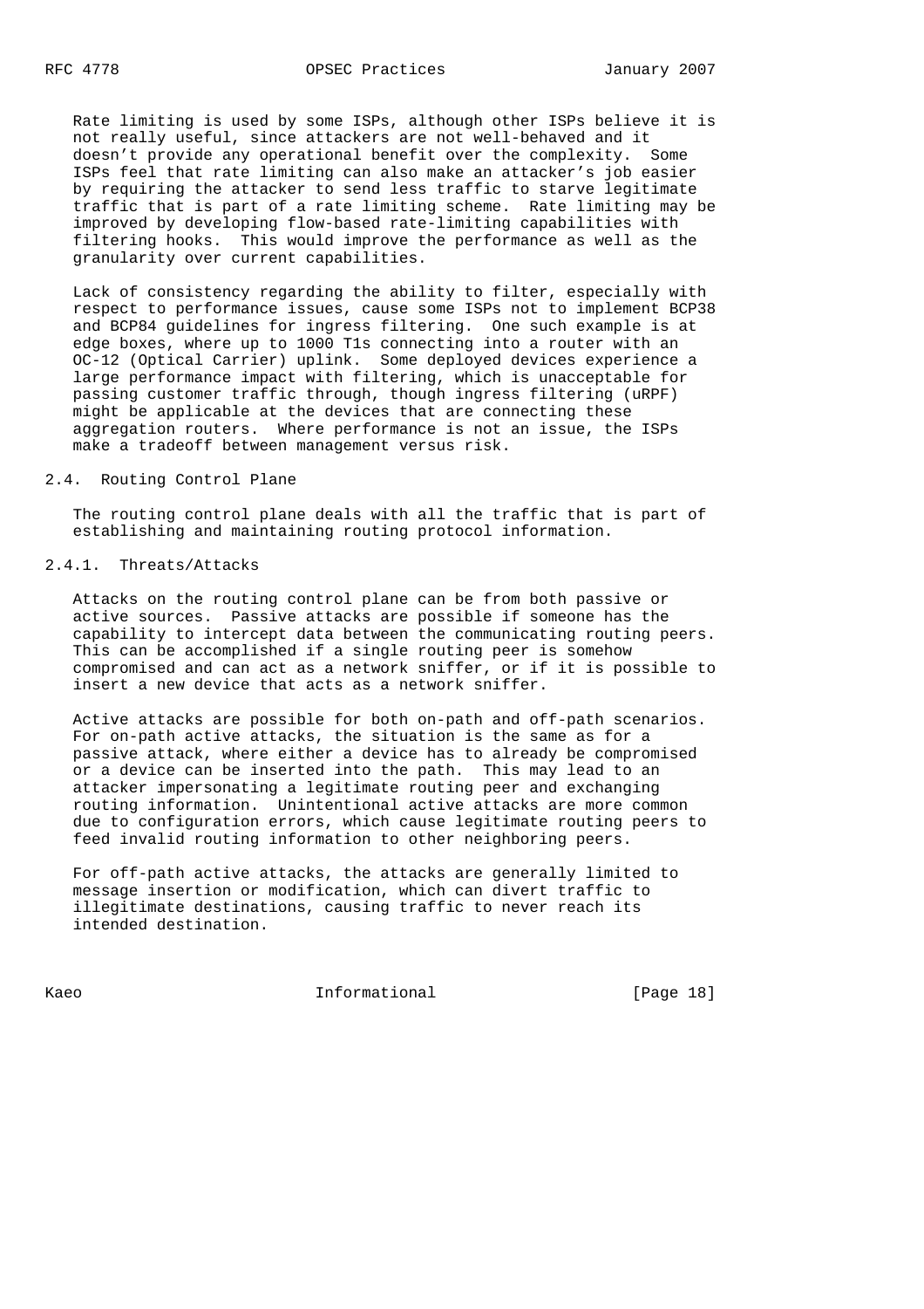Rate limiting is used by some ISPs, although other ISPs believe it is not really useful, since attackers are not well-behaved and it doesn't provide any operational benefit over the complexity. Some ISPs feel that rate limiting can also make an attacker's job easier by requiring the attacker to send less traffic to starve legitimate traffic that is part of a rate limiting scheme. Rate limiting may be improved by developing flow-based rate-limiting capabilities with filtering hooks. This would improve the performance as well as the granularity over current capabilities.

Lack of consistency regarding the ability to filter, especially with respect to performance issues, cause some ISPs not to implement BCP38 and BCP84 guidelines for ingress filtering. One such example is at edge boxes, where up to 1000 T1s connecting into a router with an OC-12 (Optical Carrier) uplink. Some deployed devices experience a large performance impact with filtering, which is unacceptable for passing customer traffic through, though ingress filtering (uRPF) might be applicable at the devices that are connecting these aggregation routers. Where performance is not an issue, the ISPs make a tradeoff between management versus risk.

### 2.4. Routing Control Plane

The routing control plane deals with all the traffic that is part of establishing and maintaining routing protocol information.

#### 2.4.1. Threats/Attacks

Attacks on the routing control plane can be from both passive or active sources. Passive attacks are possible if someone has the capability to intercept data between the communicating routing peers. This can be accomplished if a single routing peer is somehow compromised and can act as a network sniffer, or if it is possible to insert a new device that acts as a network sniffer.

Active attacks are possible for both on-path and off-path scenarios. For on-path active attacks, the situation is the same as for a passive attack, where either a device has to already be compromised or a device can be inserted into the path. This may lead to an attacker impersonating a legitimate routing peer and exchanging routing information. Unintentional active attacks are more common due to configuration errors, which cause legitimate routing peers to feed invalid routing information to other neighboring peers.

For off-path active attacks, the attacks are generally limited to message insertion or modification, which can divert traffic to illegitimate destinations, causing traffic to never reach its intended destination.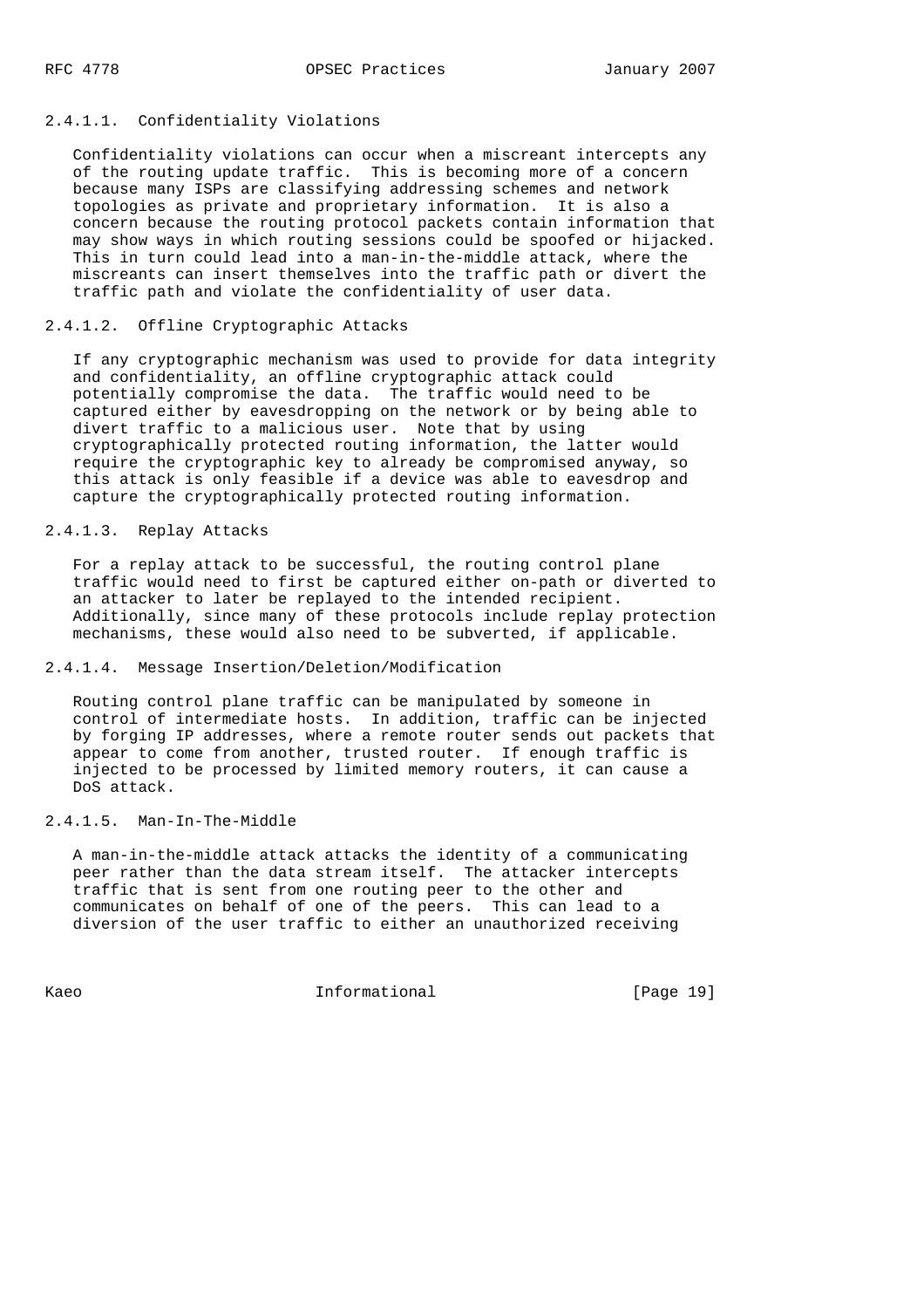#### 2.4.1.1. Confidentiality Violations

Confidentiality violations can occur when a miscreant intercepts any of the routing update traffic. This is becoming more of a concern because many ISPs are classifying addressing schemes and network topologies as private and proprietary information. It is also a concern because the routing protocol packets contain information that may show ways in which routing sessions could be spoofed or hijacked. This in turn could lead into a man-in-the-middle attack, where the miscreants can insert themselves into the traffic path or divert the traffic path and violate the confidentiality of user data.

#### 2.4.1.2. Offline Cryptographic Attacks

If any cryptographic mechanism was used to provide for data integrity and confidentiality, an offline cryptographic attack could potentially compromise the data. The traffic would need to be captured either by eavesdropping on the network or by being able to divert traffic to a malicious user. Note that by using cryptographically protected routing information, the latter would require the cryptographic key to already be compromised anyway, so this attack is only feasible if a device was able to eavesdrop and capture the cryptographically protected routing information.

#### 2.4.1.3. Replay Attacks

For a replay attack to be successful, the routing control plane traffic would need to first be captured either on-path or diverted to an attacker to later be replayed to the intended recipient. Additionally, since many of these protocols include replay protection mechanisms, these would also need to be subverted, if applicable.

#### 2.4.1.4. Message Insertion/Deletion/Modification

Routing control plane traffic can be manipulated by someone in control of intermediate hosts. In addition, traffic can be injected by forging IP addresses, where a remote router sends out packets that appear to come from another, trusted router. If enough traffic is injected to be processed by limited memory routers, it can cause a DoS attack.

#### 2.4.1.5. Man-In-The-Middle

A man-in-the-middle attack attacks the identity of a communicating peer rather than the data stream itself. The attacker intercepts traffic that is sent from one routing peer to the other and communicates on behalf of one of the peers. This can lead to a diversion of the user traffic to either an unauthorized receiving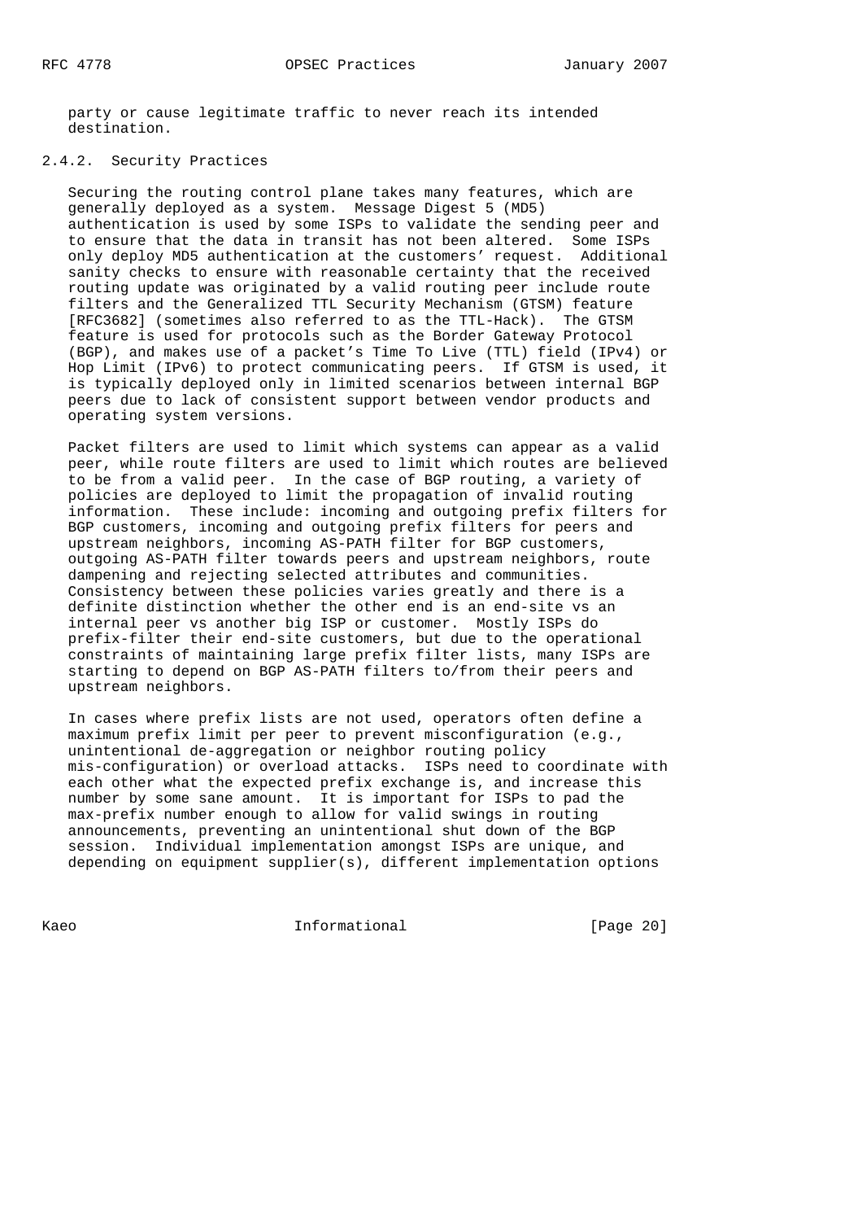party or cause legitimate traffic to never reach its intended destination.

### 2.4.2. Security Practices

Securing the routing control plane takes many features, which are generally deployed as a system. Message Digest 5 (MD5) authentication is used by some ISPs to validate the sending peer and to ensure that the data in transit has not been altered. Some ISPs only deploy MD5 authentication at the customers' request. Additional sanity checks to ensure with reasonable certainty that the received routing update was originated by a valid routing peer include route filters and the Generalized TTL Security Mechanism (GTSM) feature [RFC3682] (sometimes also referred to as the TTL-Hack). The GTSM feature is used for protocols such as the Border Gateway Protocol (BGP), and makes use of a packet's Time To Live (TTL) field (IPv4) or Hop Limit (IPv6) to protect communicating peers. If GTSM is used, it is typically deployed only in limited scenarios between internal BGP peers due to lack of consistent support between vendor products and operating system versions.

Packet filters are used to limit which systems can appear as a valid peer, while route filters are used to limit which routes are believed to be from a valid peer. In the case of BGP routing, a variety of policies are deployed to limit the propagation of invalid routing information. These include: incoming and outgoing prefix filters for BGP customers, incoming and outgoing prefix filters for peers and upstream neighbors, incoming AS-PATH filter for BGP customers, outgoing AS-PATH filter towards peers and upstream neighbors, route dampening and rejecting selected attributes and communities. Consistency between these policies varies greatly and there is a definite distinction whether the other end is an end-site vs an internal peer vs another big ISP or customer. Mostly ISPs do prefix-filter their end-site customers, but due to the operational constraints of maintaining large prefix filter lists, many ISPs are starting to depend on BGP AS-PATH filters to/from their peers and upstream neighbors.

In cases where prefix lists are not used, operators often define a maximum prefix limit per peer to prevent misconfiguration (e.g., unintentional de-aggregation or neighbor routing policy mis-configuration) or overload attacks. ISPs need to coordinate with each other what the expected prefix exchange is, and increase this number by some sane amount. It is important for ISPs to pad the max-prefix number enough to allow for valid swings in routing announcements, preventing an unintentional shut down of the BGP session. Individual implementation amongst ISPs are unique, and depending on equipment supplier(s), different implementation options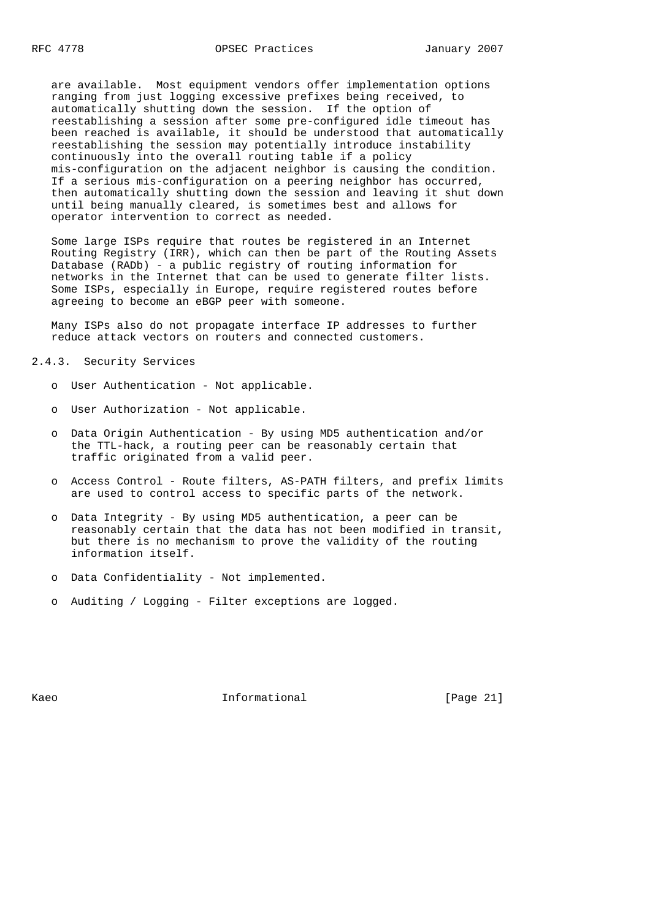are available. Most equipment vendors offer implementation options ranging from just logging excessive prefixes being received, to automatically shutting down the session. If the option of reestablishing a session after some pre-configured idle timeout has been reached is available, it should be understood that automatically reestablishing the session may potentially introduce instability continuously into the overall routing table if a policy mis-configuration on the adjacent neighbor is causing the condition. If a serious mis-configuration on a peering neighbor has occurred, then automatically shutting down the session and leaving it shut down until being manually cleared, is sometimes best and allows for operator intervention to correct as needed.

Some large ISPs require that routes be registered in an Internet Routing Registry (IRR), which can then be part of the Routing Assets Database (RADb) - a public registry of routing information for networks in the Internet that can be used to generate filter lists. Some ISPs, especially in Europe, require registered routes before agreeing to become an eBGP peer with someone.

Many ISPs also do not propagate interface IP addresses to further reduce attack vectors on routers and connected customers.

### 2.4.3. Security Services

- User Authentication - Not applicable.
- User Authorization - Not applicable.
- Data Origin Authentication - By using MD5 authentication and/or the TTL-hack, a routing peer can be reasonably certain that traffic originated from a valid peer.
- Access Control - Route filters, AS-PATH filters, and prefix limits are used to control access to specific parts of the network.
- Data Integrity - By using MD5 authentication, a peer can be reasonably certain that the data has not been modified in transit, but there is no mechanism to prove the validity of the routing information itself.
- Data Confidentiality - Not implemented.
- Auditing / Logging - Filter exceptions are logged.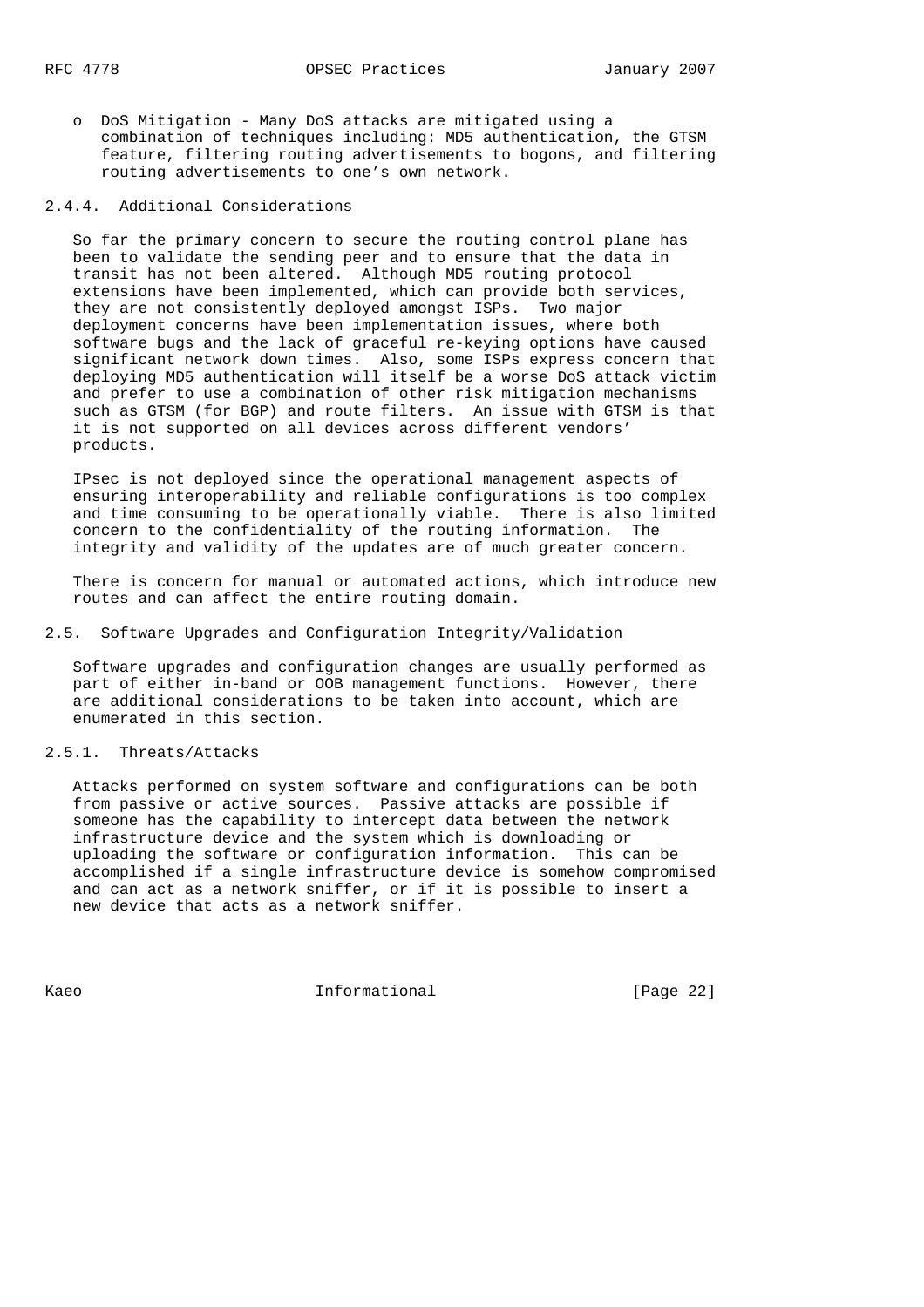- DoS Mitigation - Many DoS attacks are mitigated using a combination of techniques including: MD5 authentication, the GTSM feature, filtering routing advertisements to bogons, and filtering routing advertisements to one's own network.

### 2.4.4. Additional Considerations

So far the primary concern to secure the routing control plane has been to validate the sending peer and to ensure that the data in transit has not been altered. Although MD5 routing protocol extensions have been implemented, which can provide both services, they are not consistently deployed amongst ISPs. Two major deployment concerns have been implementation issues, where both software bugs and the lack of graceful re-keying options have caused significant network down times. Also, some ISPs express concern that deploying MD5 authentication will itself be a worse DoS attack victim and prefer to use a combination of other risk mitigation mechanisms such as GTSM (for BGP) and route filters. An issue with GTSM is that it is not supported on all devices across different vendors' products.

IPsec is not deployed since the operational management aspects of ensuring interoperability and reliable configurations is too complex and time consuming to be operationally viable. There is also limited concern to the confidentiality of the routing information. The integrity and validity of the updates are of much greater concern.

There is concern for manual or automated actions, which introduce new routes and can affect the entire routing domain.

## 2.5. Software Upgrades and Configuration Integrity/Validation

Software upgrades and configuration changes are usually performed as part of either in-band or OOB management functions. However, there are additional considerations to be taken into account, which are enumerated in this section.

### 2.5.1. Threats/Attacks

Attacks performed on system software and configurations can be both from passive or active sources. Passive attacks are possible if someone has the capability to intercept data between the network infrastructure device and the system which is downloading or uploading the software or configuration information. This can be accomplished if a single infrastructure device is somehow compromised and can act as a network sniffer, or if it is possible to insert a new device that acts as a network sniffer.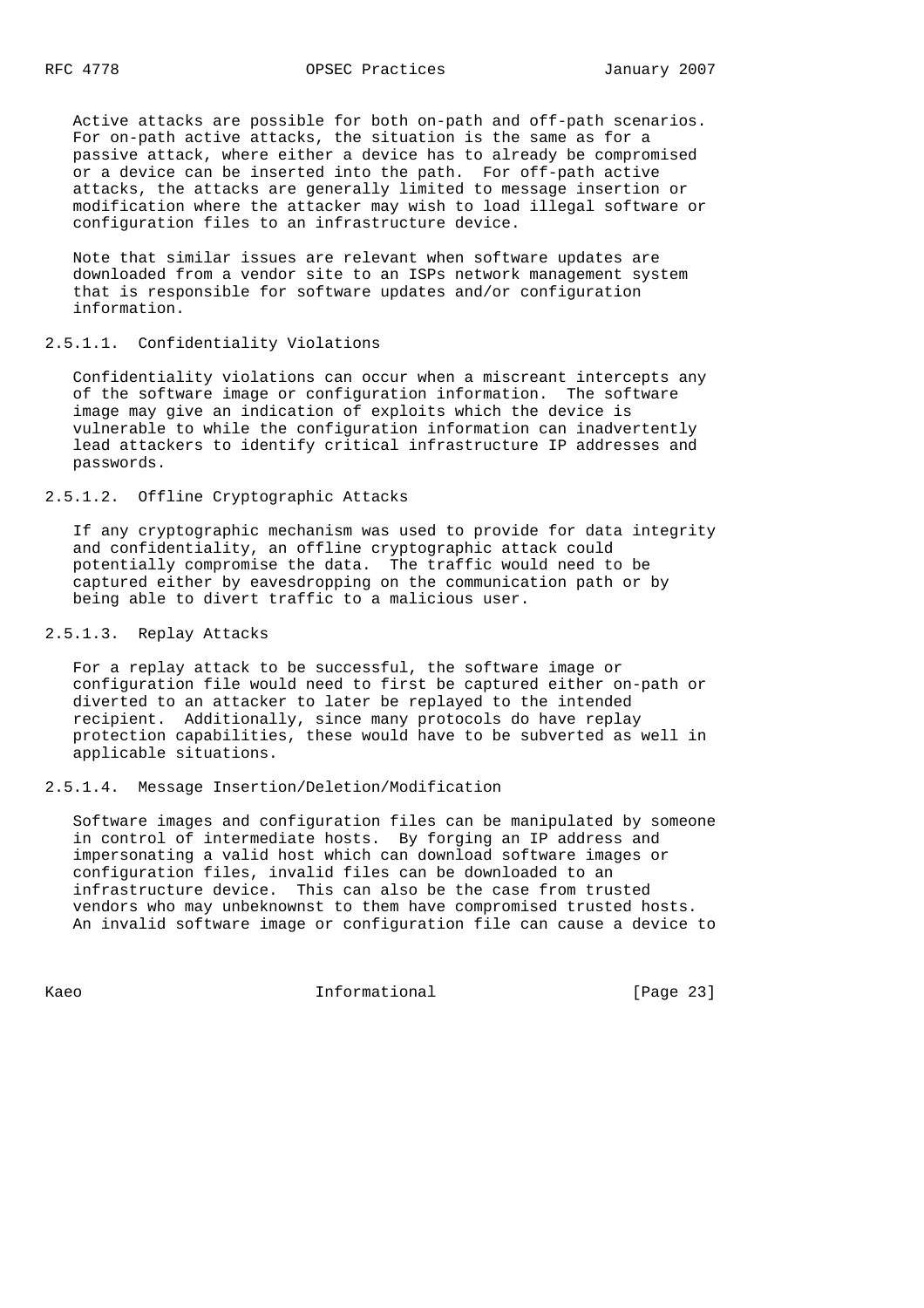Active attacks are possible for both on-path and off-path scenarios. For on-path active attacks, the situation is the same as for a passive attack, where either a device has to already be compromised or a device can be inserted into the path. For off-path active attacks, the attacks are generally limited to message insertion or modification where the attacker may wish to load illegal software or configuration files to an infrastructure device.

Note that similar issues are relevant when software updates are downloaded from a vendor site to an ISPs network management system that is responsible for software updates and/or configuration information.

#### 2.5.1.1. Confidentiality Violations

Confidentiality violations can occur when a miscreant intercepts any of the software image or configuration information. The software image may give an indication of exploits which the device is vulnerable to while the configuration information can inadvertently lead attackers to identify critical infrastructure IP addresses and passwords.

#### 2.5.1.2. Offline Cryptographic Attacks

If any cryptographic mechanism was used to provide for data integrity and confidentiality, an offline cryptographic attack could potentially compromise the data. The traffic would need to be captured either by eavesdropping on the communication path or by being able to divert traffic to a malicious user.

#### 2.5.1.3. Replay Attacks

For a replay attack to be successful, the software image or configuration file would need to first be captured either on-path or diverted to an attacker to later be replayed to the intended recipient. Additionally, since many protocols do have replay protection capabilities, these would have to be subverted as well in applicable situations.

#### 2.5.1.4. Message Insertion/Deletion/Modification

Software images and configuration files can be manipulated by someone in control of intermediate hosts. By forging an IP address and impersonating a valid host which can download software images or configuration files, invalid files can be downloaded to an infrastructure device. This can also be the case from trusted vendors who may unbeknownst to them have compromised trusted hosts. An invalid software image or configuration file can cause a device to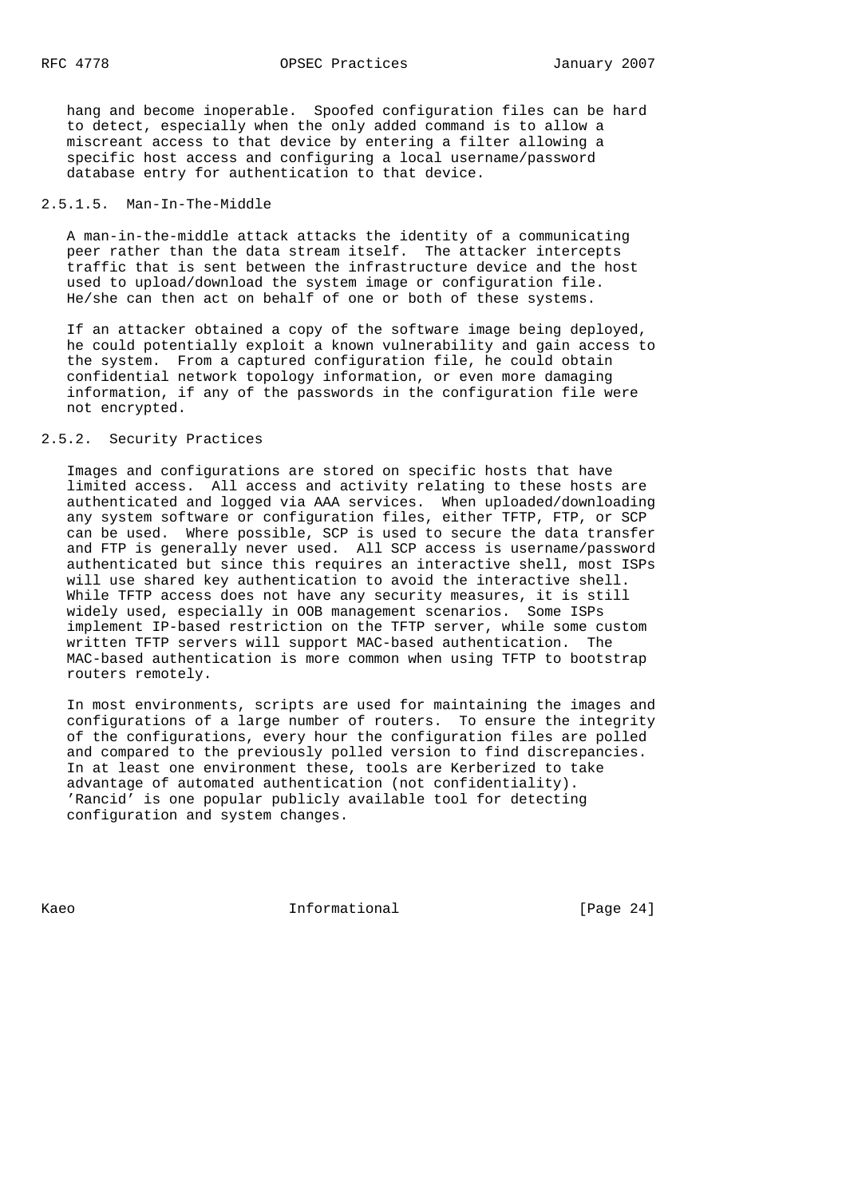hang and become inoperable. Spoofed configuration files can be hard to detect, especially when the only added command is to allow a miscreant access to that device by entering a filter allowing a specific host access and configuring a local username/password database entry for authentication to that device.

#### 2.5.1.5. Man-In-The-Middle

A man-in-the-middle attack attacks the identity of a communicating peer rather than the data stream itself. The attacker intercepts traffic that is sent between the infrastructure device and the host used to upload/download the system image or configuration file. He/she can then act on behalf of one or both of these systems.

If an attacker obtained a copy of the software image being deployed, he could potentially exploit a known vulnerability and gain access to the system. From a captured configuration file, he could obtain confidential network topology information, or even more damaging information, if any of the passwords in the configuration file were not encrypted.

### 2.5.2. Security Practices

Images and configurations are stored on specific hosts that have limited access. All access and activity relating to these hosts are authenticated and logged via AAA services. When uploaded/downloading any system software or configuration files, either TFTP, FTP, or SCP can be used. Where possible, SCP is used to secure the data transfer and FTP is generally never used. All SCP access is username/password authenticated but since this requires an interactive shell, most ISPs will use shared key authentication to avoid the interactive shell. While TFTP access does not have any security measures, it is still widely used, especially in OOB management scenarios. Some ISPs implement IP-based restriction on the TFTP server, while some custom written TFTP servers will support MAC-based authentication. The MAC-based authentication is more common when using TFTP to bootstrap routers remotely.

In most environments, scripts are used for maintaining the images and configurations of a large number of routers. To ensure the integrity of the configurations, every hour the configuration files are polled and compared to the previously polled version to find discrepancies. In at least one environment these, tools are Kerberized to take advantage of automated authentication (not confidentiality). 'Rancid' is one popular publicly available tool for detecting configuration and system changes.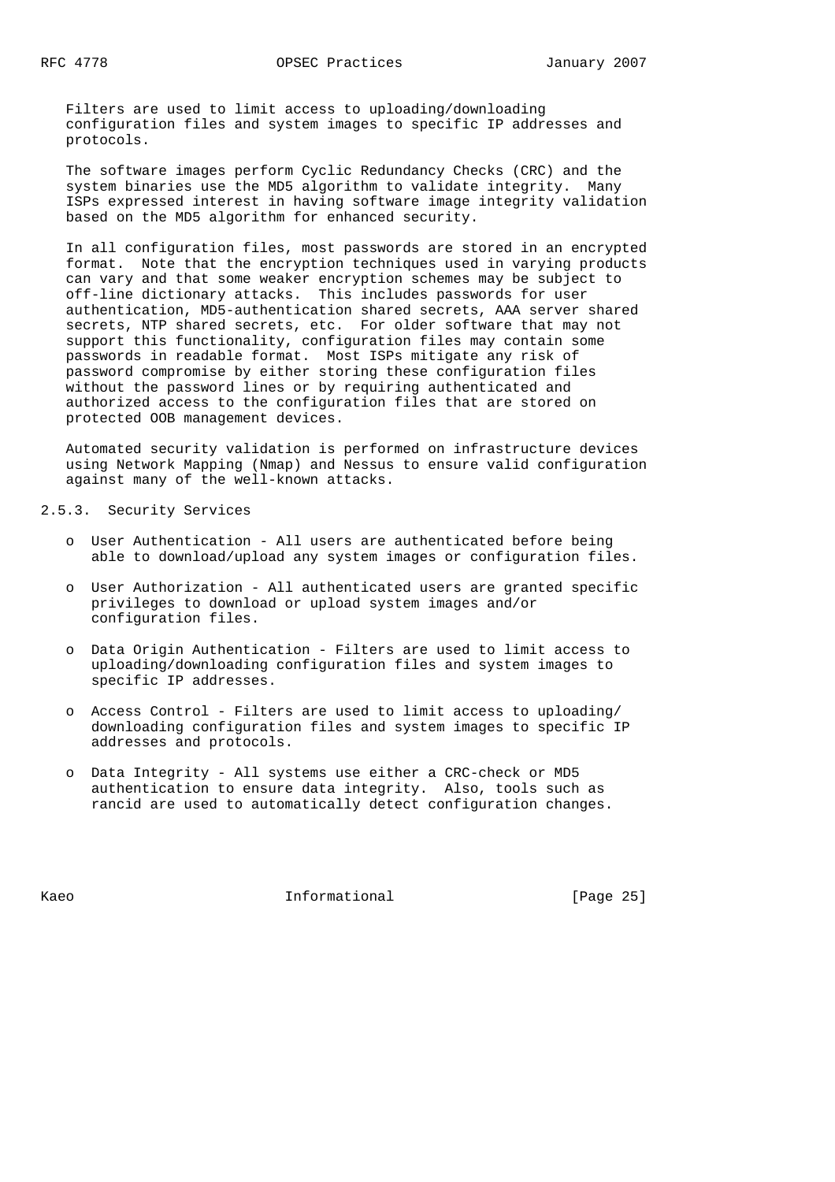Filters are used to limit access to uploading/downloading configuration files and system images to specific IP addresses and protocols.

The software images perform Cyclic Redundancy Checks (CRC) and the system binaries use the MD5 algorithm to validate integrity. Many ISPs expressed interest in having software image integrity validation based on the MD5 algorithm for enhanced security.

In all configuration files, most passwords are stored in an encrypted format. Note that the encryption techniques used in varying products can vary and that some weaker encryption schemes may be subject to off-line dictionary attacks. This includes passwords for user authentication, MD5-authentication shared secrets, AAA server shared secrets, NTP shared secrets, etc. For older software that may not support this functionality, configuration files may contain some passwords in readable format. Most ISPs mitigate any risk of password compromise by either storing these configuration files without the password lines or by requiring authenticated and authorized access to the configuration files that are stored on protected OOB management devices.

Automated security validation is performed on infrastructure devices using Network Mapping (Nmap) and Nessus to ensure valid configuration against many of the well-known attacks.

### 2.5.3. Security Services

- User Authentication - All users are authenticated before being able to download/upload any system images or configuration files.
- User Authorization - All authenticated users are granted specific privileges to download or upload system images and/or configuration files.
- Data Origin Authentication - Filters are used to limit access to uploading/downloading configuration files and system images to specific IP addresses.
- Access Control - Filters are used to limit access to uploading/downloading configuration files and system images to specific IP addresses and protocols.
- Data Integrity - All systems use either a CRC-check or MD5 authentication to ensure data integrity. Also, tools such as rancid are used to automatically detect configuration changes.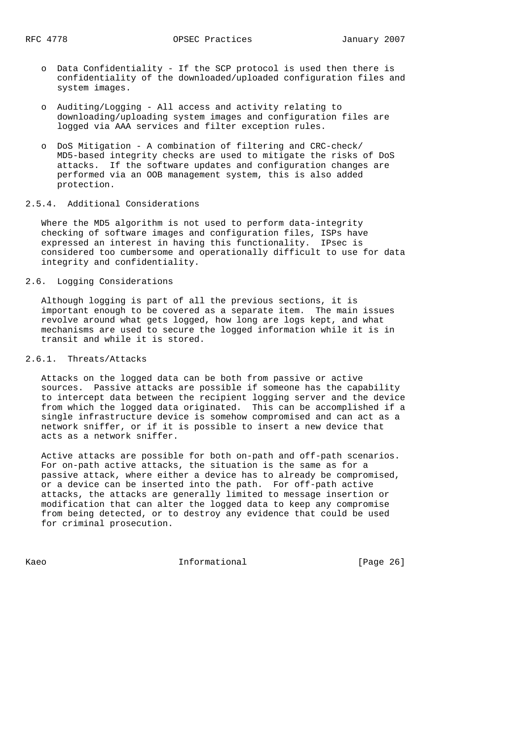- Data Confidentiality - If the SCP protocol is used then there is confidentiality of the downloaded/uploaded configuration files and system images.

- Auditing/Logging - All access and activity relating to downloading/uploading system images and configuration files are logged via AAA services and filter exception rules.

- DoS Mitigation - A combination of filtering and CRC-check/ MD5-based integrity checks are used to mitigate the risks of DoS attacks. If the software updates and configuration changes are performed via an OOB management system, this is also added protection.

### 2.5.4. Additional Considerations

Where the MD5 algorithm is not used to perform data-integrity checking of software images and configuration files, ISPs have expressed an interest in having this functionality. IPsec is considered too cumbersome and operationally difficult to use for data integrity and confidentiality.

## 2.6. Logging Considerations

Although logging is part of all the previous sections, it is important enough to be covered as a separate item. The main issues revolve around what gets logged, how long are logs kept, and what mechanisms are used to secure the logged information while it is in transit and while it is stored.

### 2.6.1. Threats/Attacks

Attacks on the logged data can be both from passive or active sources. Passive attacks are possible if someone has the capability to intercept data between the recipient logging server and the device from which the logged data originated. This can be accomplished if a single infrastructure device is somehow compromised and can act as a network sniffer, or if it is possible to insert a new device that acts as a network sniffer.

Active attacks are possible for both on-path and off-path scenarios. For on-path active attacks, the situation is the same as for a passive attack, where either a device has to already be compromised, or a device can be inserted into the path. For off-path active attacks, the attacks are generally limited to message insertion or modification that can alter the logged data to keep any compromise from being detected, or to destroy any evidence that could be used for criminal prosecution.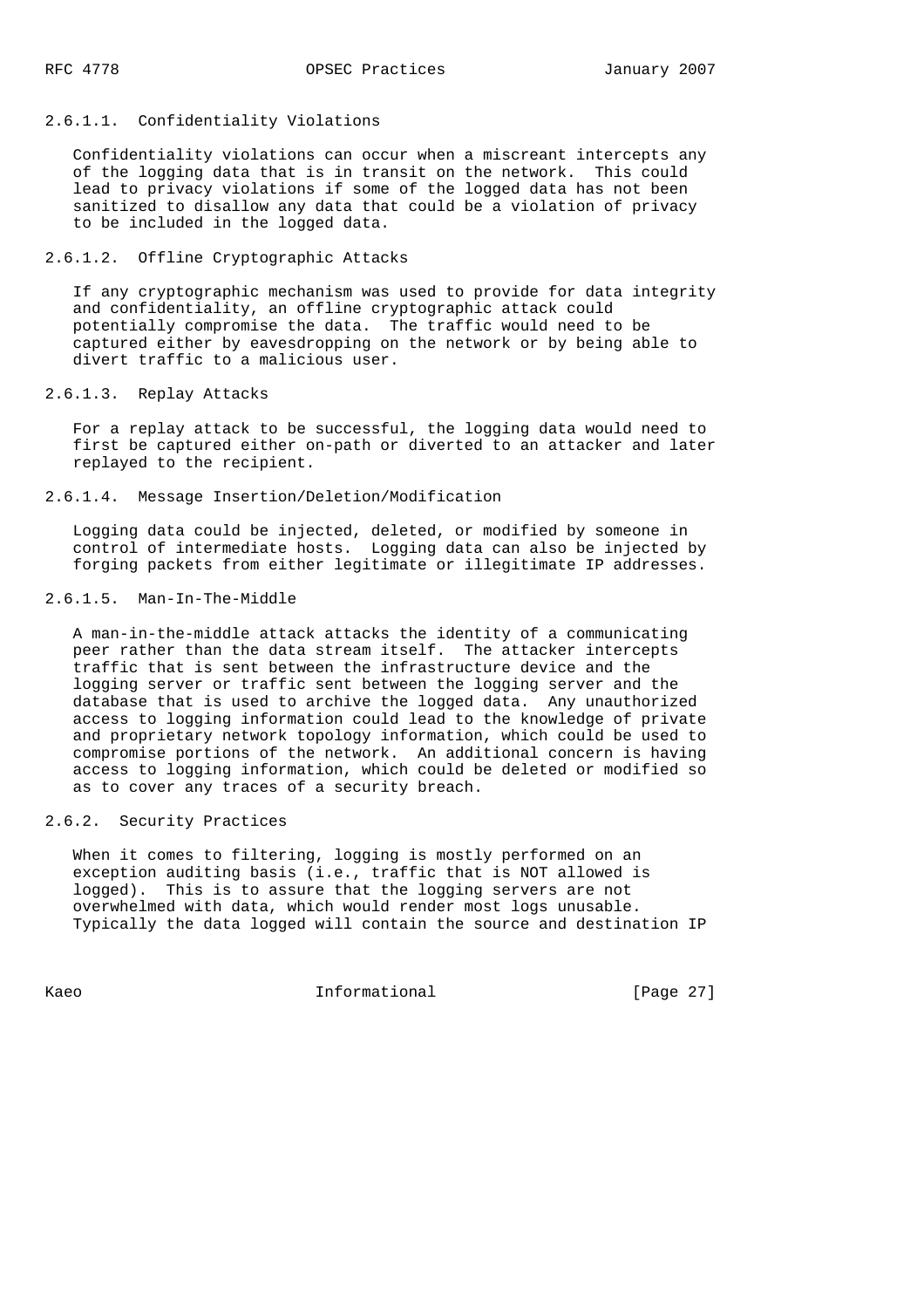#### 2.6.1.1. Confidentiality Violations

Confidentiality violations can occur when a miscreant intercepts any of the logging data that is in transit on the network. This could lead to privacy violations if some of the logged data has not been sanitized to disallow any data that could be a violation of privacy to be included in the logged data.

#### 2.6.1.2. Offline Cryptographic Attacks

If any cryptographic mechanism was used to provide for data integrity and confidentiality, an offline cryptographic attack could potentially compromise the data. The traffic would need to be captured either by eavesdropping on the network or by being able to divert traffic to a malicious user.

#### 2.6.1.3. Replay Attacks

For a replay attack to be successful, the logging data would need to first be captured either on-path or diverted to an attacker and later replayed to the recipient.

#### 2.6.1.4. Message Insertion/Deletion/Modification

Logging data could be injected, deleted, or modified by someone in control of intermediate hosts. Logging data can also be injected by forging packets from either legitimate or illegitimate IP addresses.

#### 2.6.1.5. Man-In-The-Middle

A man-in-the-middle attack attacks the identity of a communicating peer rather than the data stream itself. The attacker intercepts traffic that is sent between the infrastructure device and the logging server or traffic sent between the logging server and the database that is used to archive the logged data. Any unauthorized access to logging information could lead to the knowledge of private and proprietary network topology information, which could be used to compromise portions of the network. An additional concern is having access to logging information, which could be deleted or modified so as to cover any traces of a security breach.

### 2.6.2. Security Practices

When it comes to filtering, logging is mostly performed on an exception auditing basis (i.e., traffic that is NOT allowed is logged). This is to assure that the logging servers are not overwhelmed with data, which would render most logs unusable. Typically the data logged will contain the source and destination IP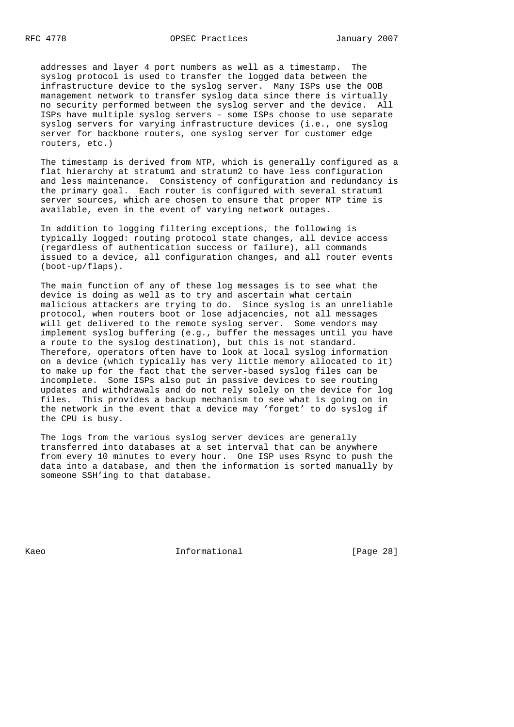addresses and layer 4 port numbers as well as a timestamp. The syslog protocol is used to transfer the logged data between the infrastructure device to the syslog server. Many ISPs use the OOB management network to transfer syslog data since there is virtually no security performed between the syslog server and the device. All ISPs have multiple syslog servers - some ISPs choose to use separate syslog servers for varying infrastructure devices (i.e., one syslog server for backbone routers, one syslog server for customer edge routers, etc.)

The timestamp is derived from NTP, which is generally configured as a flat hierarchy at stratum1 and stratum2 to have less configuration and less maintenance. Consistency of configuration and redundancy is the primary goal. Each router is configured with several stratum1 server sources, which are chosen to ensure that proper NTP time is available, even in the event of varying network outages.

In addition to logging filtering exceptions, the following is typically logged: routing protocol state changes, all device access (regardless of authentication success or failure), all commands issued to a device, all configuration changes, and all router events (boot-up/flaps).

The main function of any of these log messages is to see what the device is doing as well as to try and ascertain what certain malicious attackers are trying to do. Since syslog is an unreliable protocol, when routers boot or lose adjacencies, not all messages will get delivered to the remote syslog server. Some vendors may implement syslog buffering (e.g., buffer the messages until you have a route to the syslog destination), but this is not standard. Therefore, operators often have to look at local syslog information on a device (which typically has very little memory allocated to it) to make up for the fact that the server-based syslog files can be incomplete. Some ISPs also put in passive devices to see routing updates and withdrawals and do not rely solely on the device for log files. This provides a backup mechanism to see what is going on in the network in the event that a device may 'forget' to do syslog if the CPU is busy.

The logs from the various syslog server devices are generally transferred into databases at a set interval that can be anywhere from every 10 minutes to every hour. One ISP uses Rsync to push the data into a database, and then the information is sorted manually by someone SSH'ing to that database.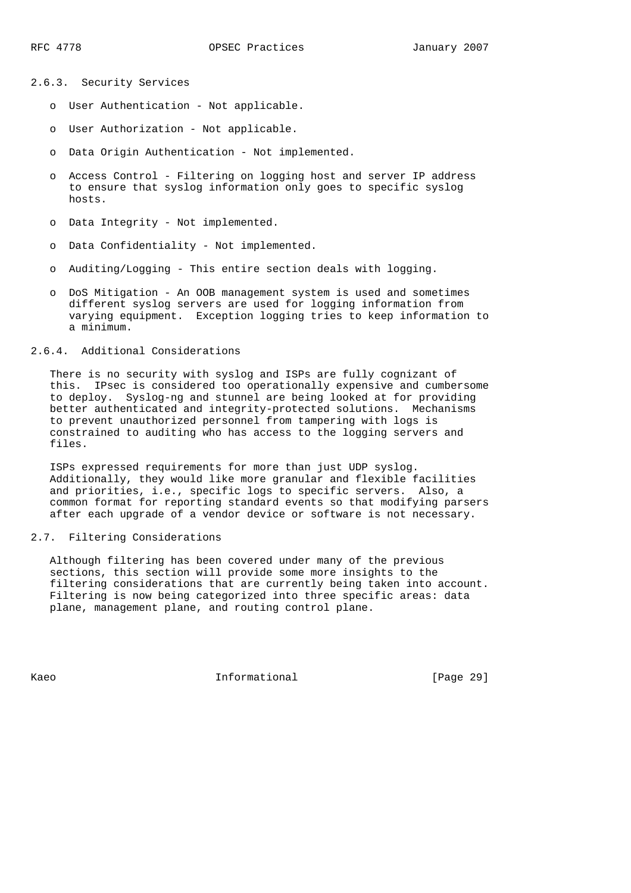### 2.6.3. Security Services

- User Authentication - Not applicable.
- User Authorization - Not applicable.
- Data Origin Authentication - Not implemented.
- Access Control - Filtering on logging host and server IP address to ensure that syslog information only goes to specific syslog hosts.
- Data Integrity - Not implemented.
- Data Confidentiality - Not implemented.
- Auditing/Logging - This entire section deals with logging.
- DoS Mitigation - An OOB management system is used and sometimes different syslog servers are used for logging information from varying equipment. Exception logging tries to keep information to a minimum.

### 2.6.4. Additional Considerations

There is no security with syslog and ISPs are fully cognizant of this. IPsec is considered too operationally expensive and cumbersome to deploy. Syslog-ng and stunnel are being looked at for providing better authenticated and integrity-protected solutions. Mechanisms to prevent unauthorized personnel from tampering with logs is constrained to auditing who has access to the logging servers and files.

ISPs expressed requirements for more than just UDP syslog. Additionally, they would like more granular and flexible facilities and priorities, i.e., specific logs to specific servers. Also, a common format for reporting standard events so that modifying parsers after each upgrade of a vendor device or software is not necessary.

## 2.7. Filtering Considerations

Although filtering has been covered under many of the previous sections, this section will provide some more insights to the filtering considerations that are currently being taken into account. Filtering is now being categorized into three specific areas: data plane, management plane, and routing control plane.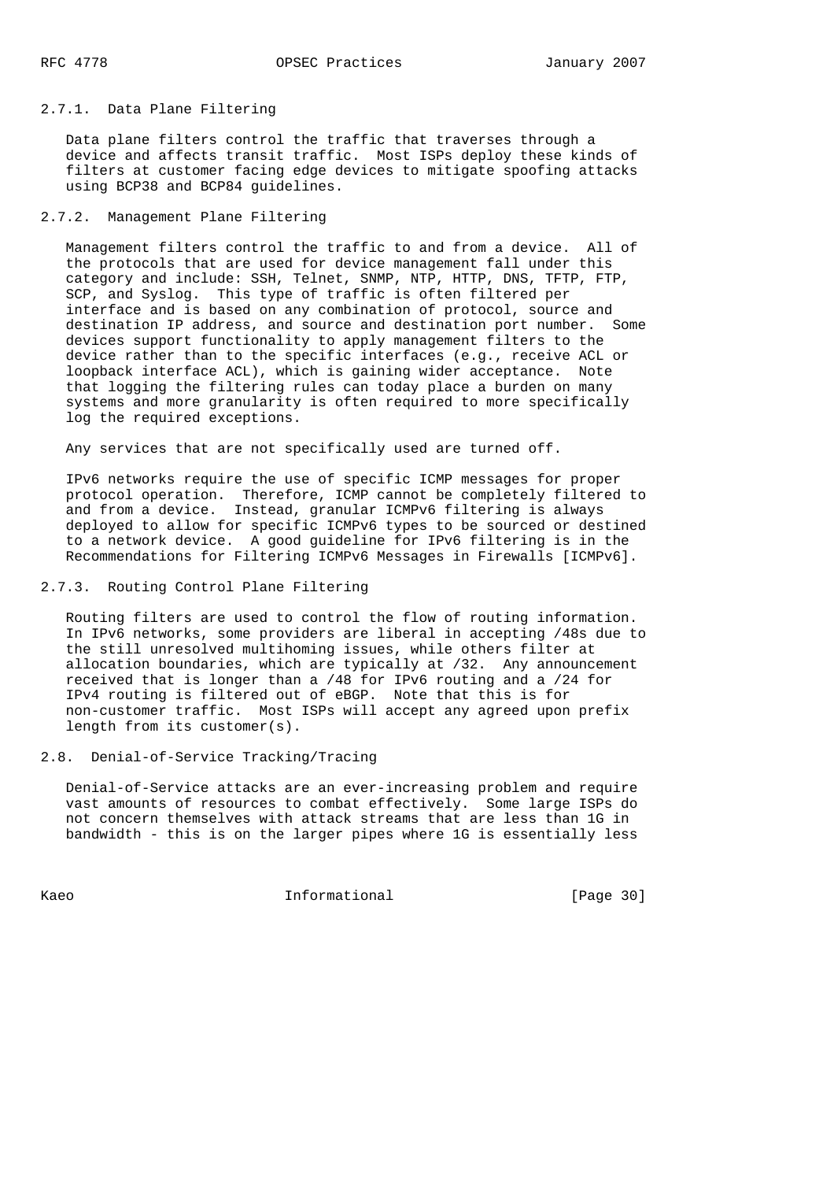### 2.7.1. Data Plane Filtering

Data plane filters control the traffic that traverses through a device and affects transit traffic. Most ISPs deploy these kinds of filters at customer facing edge devices to mitigate spoofing attacks using BCP38 and BCP84 guidelines.

### 2.7.2. Management Plane Filtering

Management filters control the traffic to and from a device. All of the protocols that are used for device management fall under this category and include: SSH, Telnet, SNMP, NTP, HTTP, DNS, TFTP, FTP, SCP, and Syslog. This type of traffic is often filtered per interface and is based on any combination of protocol, source and destination IP address, and source and destination port number. Some devices support functionality to apply management filters to the device rather than to the specific interfaces (e.g., receive ACL or loopback interface ACL), which is gaining wider acceptance. Note that logging the filtering rules can today place a burden on many systems and more granularity is often required to more specifically log the required exceptions.

Any services that are not specifically used are turned off.

IPv6 networks require the use of specific ICMP messages for proper protocol operation. Therefore, ICMP cannot be completely filtered to and from a device. Instead, granular ICMPv6 filtering is always deployed to allow for specific ICMPv6 types to be sourced or destined to a network device. A good guideline for IPv6 filtering is in the Recommendations for Filtering ICMPv6 Messages in Firewalls [ICMPv6].

### 2.7.3. Routing Control Plane Filtering

Routing filters are used to control the flow of routing information. In IPv6 networks, some providers are liberal in accepting /48s due to the still unresolved multihoming issues, while others filter at allocation boundaries, which are typically at /32. Any announcement received that is longer than a /48 for IPv6 routing and a /24 for IPv4 routing is filtered out of eBGP. Note that this is for non-customer traffic. Most ISPs will accept any agreed upon prefix length from its customer(s).

## 2.8. Denial-of-Service Tracking/Tracing

Denial-of-Service attacks are an ever-increasing problem and require vast amounts of resources to combat effectively. Some large ISPs do not concern themselves with attack streams that are less than 1G in bandwidth - this is on the larger pipes where 1G is essentially less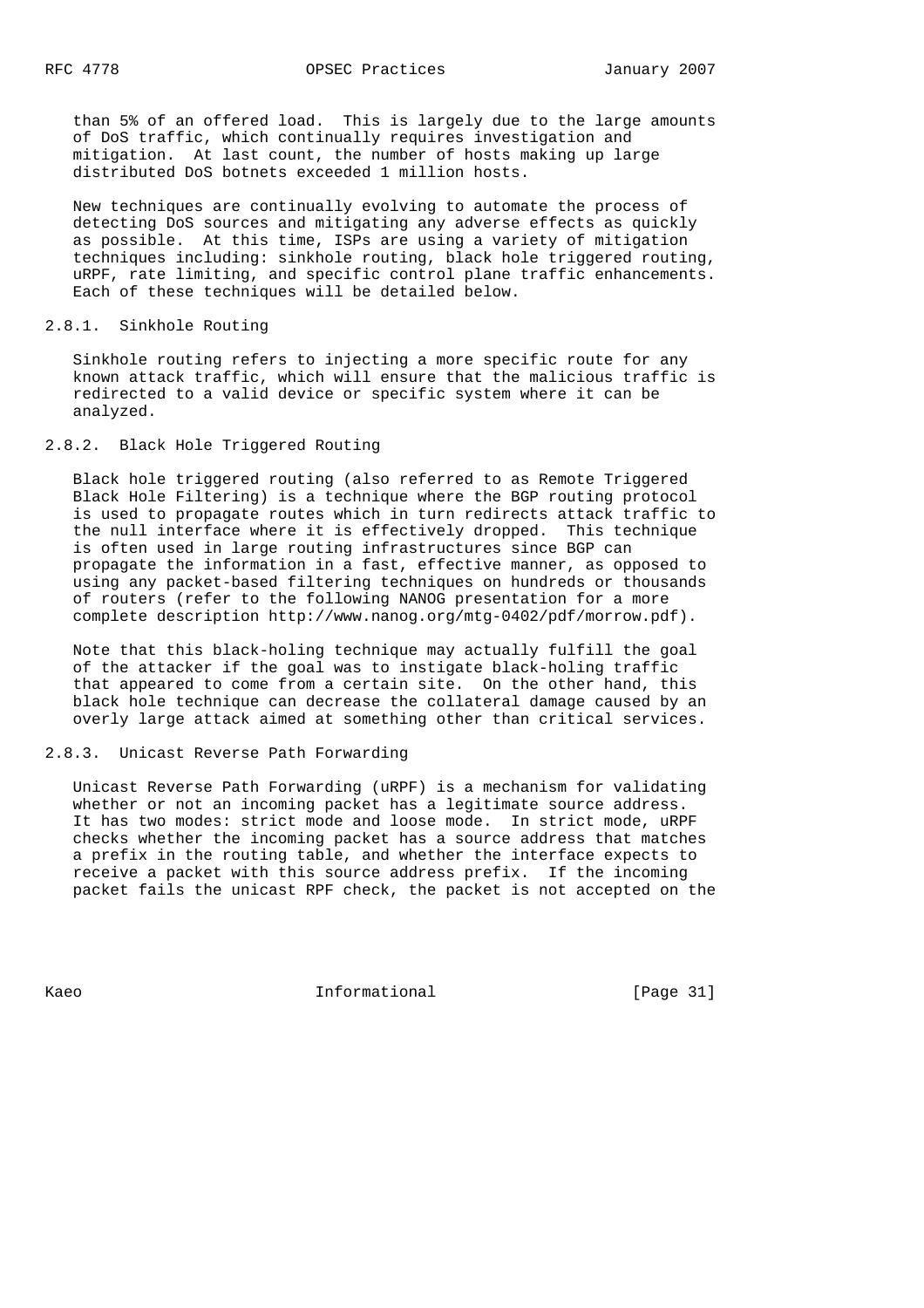than 5% of an offered load. This is largely due to the large amounts of DoS traffic, which continually requires investigation and mitigation. At last count, the number of hosts making up large distributed DoS botnets exceeded 1 million hosts.

New techniques are continually evolving to automate the process of detecting DoS sources and mitigating any adverse effects as quickly as possible. At this time, ISPs are using a variety of mitigation techniques including: sinkhole routing, black hole triggered routing, uRPF, rate limiting, and specific control plane traffic enhancements. Each of these techniques will be detailed below.

### 2.8.1. Sinkhole Routing

Sinkhole routing refers to injecting a more specific route for any known attack traffic, which will ensure that the malicious traffic is redirected to a valid device or specific system where it can be analyzed.

### 2.8.2. Black Hole Triggered Routing

Black hole triggered routing (also referred to as Remote Triggered Black Hole Filtering) is a technique where the BGP routing protocol is used to propagate routes which in turn redirects attack traffic to the null interface where it is effectively dropped. This technique is often used in large routing infrastructures since BGP can propagate the information in a fast, effective manner, as opposed to using any packet-based filtering techniques on hundreds or thousands of routers (refer to the following NANOG presentation for a more complete description http://www.nanog.org/mtg-0402/pdf/morrow.pdf).

Note that this black-holing technique may actually fulfill the goal of the attacker if the goal was to instigate black-holing traffic that appeared to come from a certain site. On the other hand, this black hole technique can decrease the collateral damage caused by an overly large attack aimed at something other than critical services.

### 2.8.3. Unicast Reverse Path Forwarding

Unicast Reverse Path Forwarding (uRPF) is a mechanism for validating whether or not an incoming packet has a legitimate source address. It has two modes: strict mode and loose mode. In strict mode, uRPF checks whether the incoming packet has a source address that matches a prefix in the routing table, and whether the interface expects to receive a packet with this source address prefix. If the incoming packet fails the unicast RPF check, the packet is not accepted on the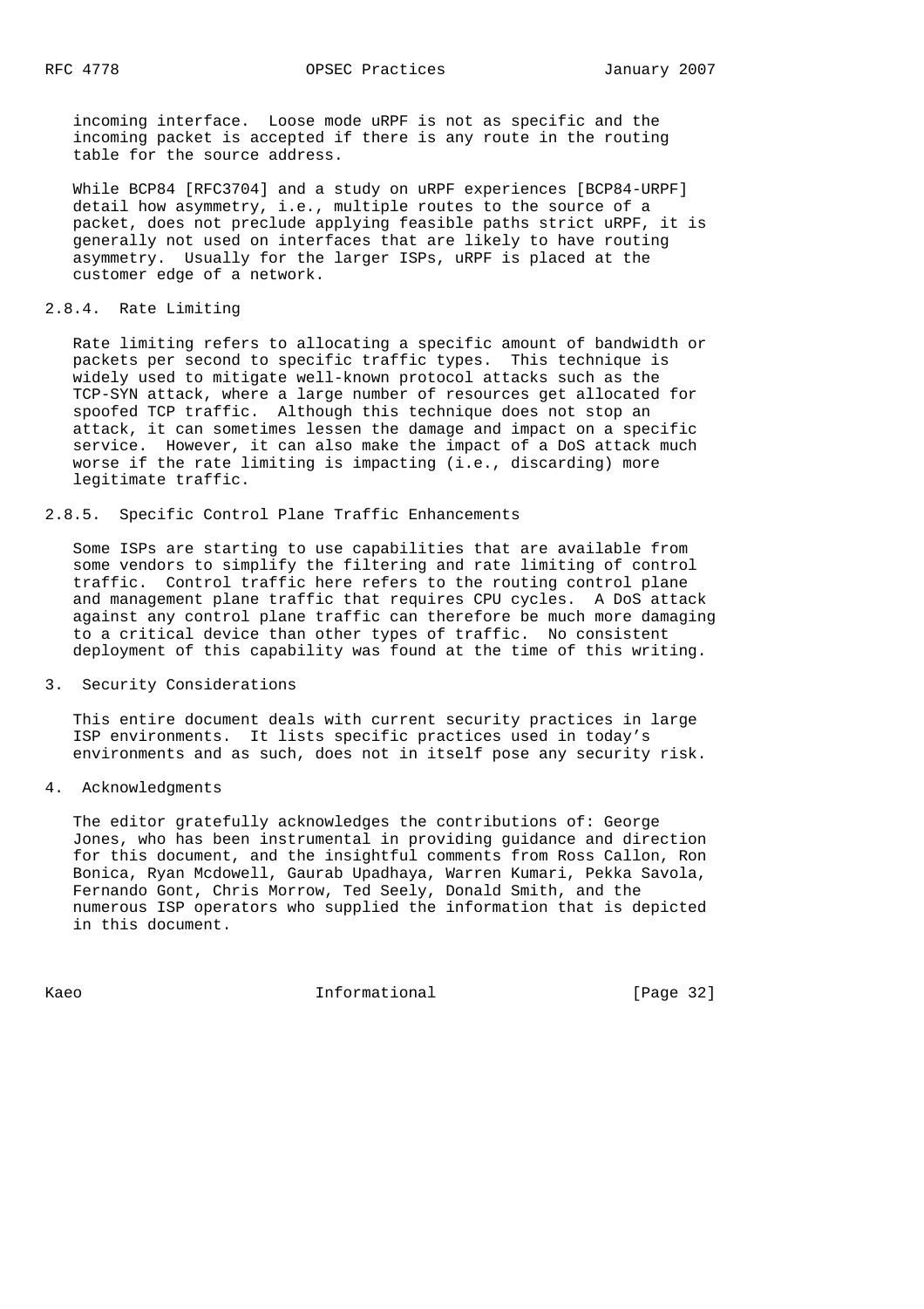incoming interface. Loose mode uRPF is not as specific and the incoming packet is accepted if there is any route in the routing table for the source address.

While BCP84 [RFC3704] and a study on uRPF experiences [BCP84-URPF] detail how asymmetry, i.e., multiple routes to the source of a packet, does not preclude applying feasible paths strict uRPF, it is generally not used on interfaces that are likely to have routing asymmetry. Usually for the larger ISPs, uRPF is placed at the customer edge of a network.

#### 2.8.4. Rate Limiting

Rate limiting refers to allocating a specific amount of bandwidth or packets per second to specific traffic types. This technique is widely used to mitigate well-known protocol attacks such as the TCP-SYN attack, where a large number of resources get allocated for spoofed TCP traffic. Although this technique does not stop an attack, it can sometimes lessen the damage and impact on a specific service. However, it can also make the impact of a DoS attack much worse if the rate limiting is impacting (i.e., discarding) more legitimate traffic.

#### 2.8.5. Specific Control Plane Traffic Enhancements

Some ISPs are starting to use capabilities that are available from some vendors to simplify the filtering and rate limiting of control traffic. Control traffic here refers to the routing control plane and management plane traffic that requires CPU cycles. A DoS attack against any control plane traffic can therefore be much more damaging to a critical device than other types of traffic. No consistent deployment of this capability was found at the time of this writing.

## 3. Security Considerations

This entire document deals with current security practices in large ISP environments. It lists specific practices used in today's environments and as such, does not in itself pose any security risk.

## 4. Acknowledgments

The editor gratefully acknowledges the contributions of: George Jones, who has been instrumental in providing guidance and direction for this document, and the insightful comments from Ross Callon, Ron Bonica, Ryan Mcdowell, Gaurab Upadhaya, Warren Kumari, Pekka Savola, Fernando Gont, Chris Morrow, Ted Seely, Donald Smith, and the numerous ISP operators who supplied the information that is depicted in this document.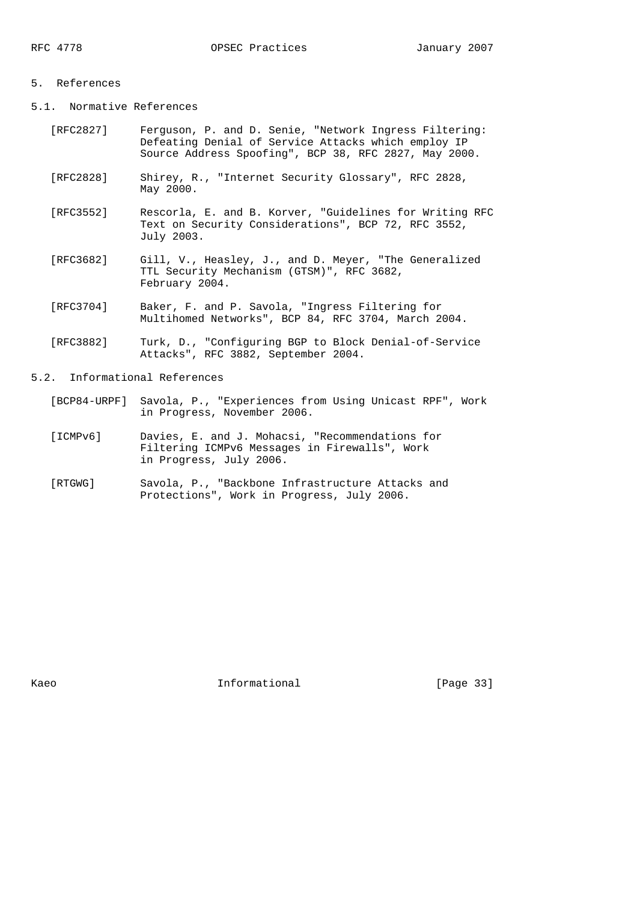# 5. References

## 5.1. Normative References

[RFC2827] Ferguson, P. and D. Senie, "Network Ingress Filtering: Defeating Denial of Service Attacks which employ IP Source Address Spoofing", BCP 38, RFC 2827, May 2000.

[RFC2828] Shirey, R., "Internet Security Glossary", RFC 2828, May 2000.

[RFC3552] Rescorla, E. and B. Korver, "Guidelines for Writing RFC Text on Security Considerations", BCP 72, RFC 3552, July 2003.

[RFC3682] Gill, V., Heasley, J., and D. Meyer, "The Generalized TTL Security Mechanism (GTSM)", RFC 3682, February 2004.

[RFC3704] Baker, F. and P. Savola, "Ingress Filtering for Multihomed Networks", BCP 84, RFC 3704, March 2004.

[RFC3882] Turk, D., "Configuring BGP to Block Denial-of-Service Attacks", RFC 3882, September 2004.

## 5.2. Informational References

[BCP84-URPF] Savola, P., "Experiences from Using Unicast RPF", Work in Progress, November 2006.

[ICMPv6] Davies, E. and J. Mohacsi, "Recommendations for Filtering ICMPv6 Messages in Firewalls", Work in Progress, July 2006.

[RTGWG] Savola, P., "Backbone Infrastructure Attacks and Protections", Work in Progress, July 2006.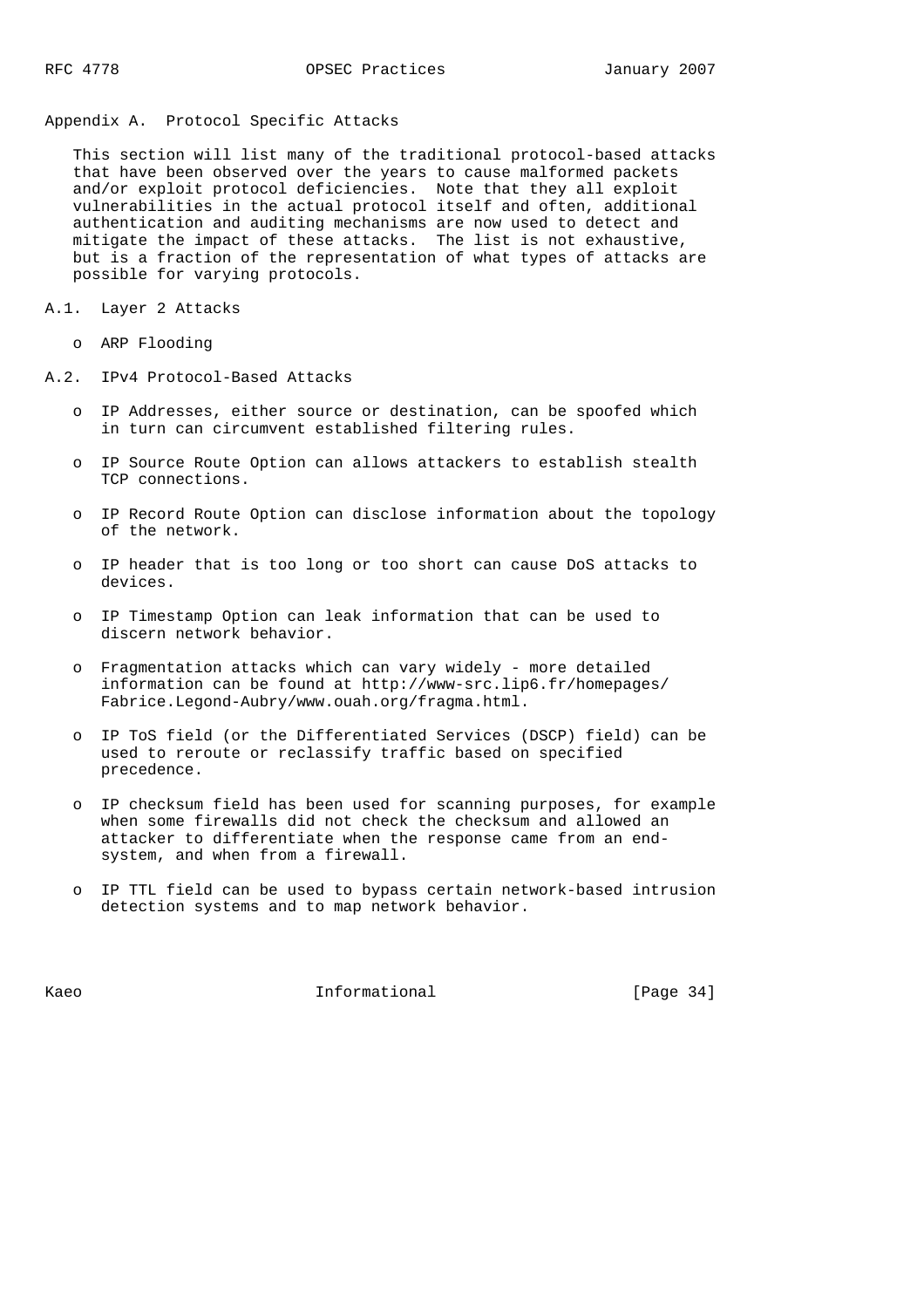## Appendix A. Protocol Specific Attacks

This section will list many of the traditional protocol-based attacks that have been observed over the years to cause malformed packets and/or exploit protocol deficiencies. Note that they all exploit vulnerabilities in the actual protocol itself and often, additional authentication and auditing mechanisms are now used to detect and mitigate the impact of these attacks. The list is not exhaustive, but is a fraction of the representation of what types of attacks are possible for varying protocols.

### A.1. Layer 2 Attacks

- ARP Flooding

### A.2. IPv4 Protocol-Based Attacks

- IP Addresses, either source or destination, can be spoofed which in turn can circumvent established filtering rules.

- IP Source Route Option can allows attackers to establish stealth TCP connections.

- IP Record Route Option can disclose information about the topology of the network.

- IP header that is too long or too short can cause DoS attacks to devices.

- IP Timestamp Option can leak information that can be used to discern network behavior.

- Fragmentation attacks which can vary widely - more detailed information can be found at http://www-src.lip6.fr/homepages/Fabrice.Legond-Aubry/www.ouah.org/fragma.html.

- IP ToS field (or the Differentiated Services (DSCP) field) can be used to reroute or reclassify traffic based on specified precedence.

- IP checksum field has been used for scanning purposes, for example when some firewalls did not check the checksum and allowed an attacker to differentiate when the response came from an end-system, and when from a firewall.

- IP TTL field can be used to bypass certain network-based intrusion detection systems and to map network behavior.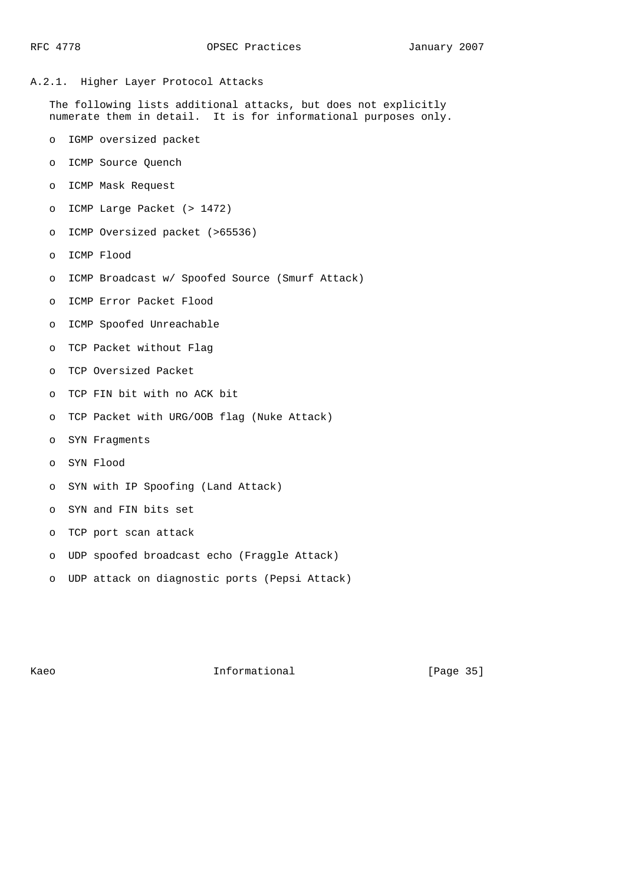### A.2.1. Higher Layer Protocol Attacks

The following lists additional attacks, but does not explicitly numerate them in detail. It is for informational purposes only.

- IGMP oversized packet
- ICMP Source Quench
- ICMP Mask Request
- ICMP Large Packet (> 1472)
- ICMP Oversized packet (>65536)
- ICMP Flood
- ICMP Broadcast w/ Spoofed Source (Smurf Attack)
- ICMP Error Packet Flood
- ICMP Spoofed Unreachable
- TCP Packet without Flag
- TCP Oversized Packet
- TCP FIN bit with no ACK bit
- TCP Packet with URG/OOB flag (Nuke Attack)
- SYN Fragments
- SYN Flood
- SYN with IP Spoofing (Land Attack)
- SYN and FIN bits set
- TCP port scan attack
- UDP spoofed broadcast echo (Fraggle Attack)
- UDP attack on diagnostic ports (Pepsi Attack)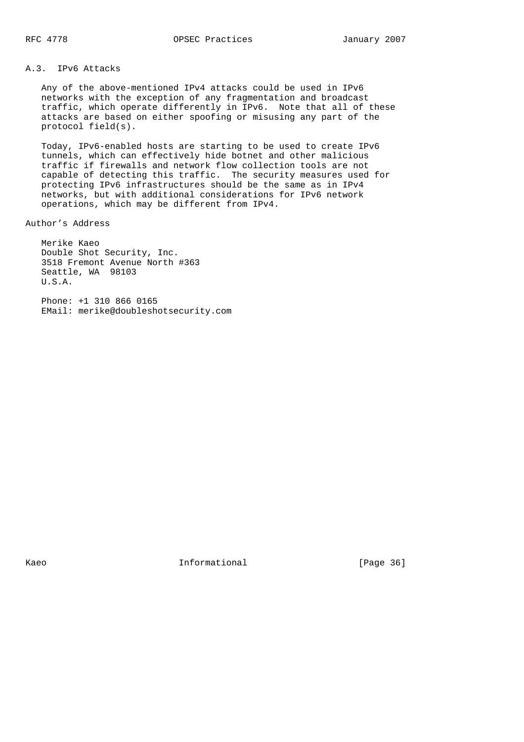### A.3. IPv6 Attacks

Any of the above-mentioned IPv4 attacks could be used in IPv6 networks with the exception of any fragmentation and broadcast traffic, which operate differently in IPv6. Note that all of these attacks are based on either spoofing or misusing any part of the protocol field(s).

Today, IPv6-enabled hosts are starting to be used to create IPv6 tunnels, which can effectively hide botnet and other malicious traffic if firewalls and network flow collection tools are not capable of detecting this traffic. The security measures used for protecting IPv6 infrastructures should be the same as in IPv4 networks, but with additional considerations for IPv6 network operations, which may be different from IPv4.

## Author's Address

Merike Kaeo
Double Shot Security, Inc.
3518 Fremont Avenue North #363
Seattle, WA 98103
U.S.A.

Phone: +1 310 866 0165
EMail: merike@doubleshotsecurity.com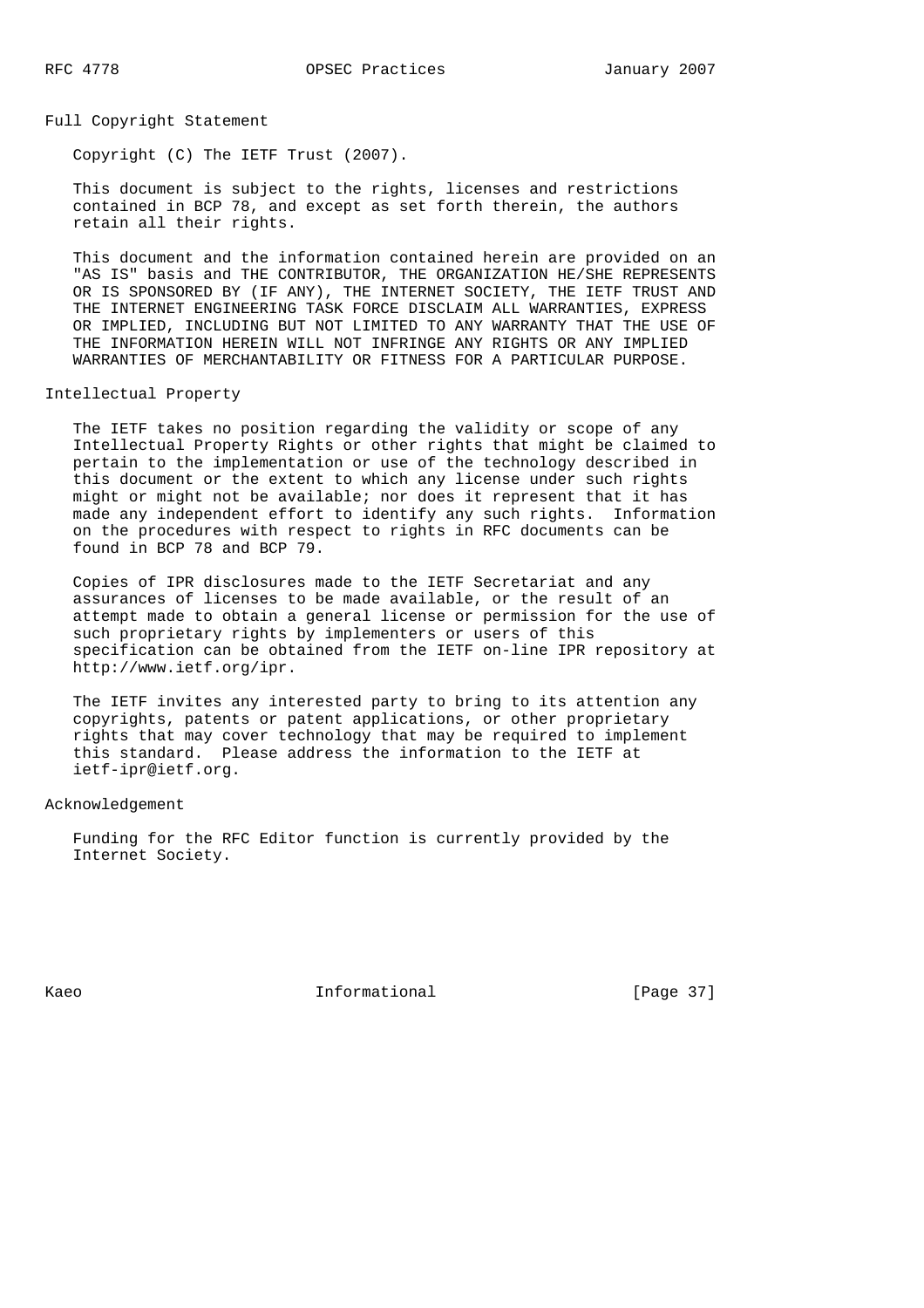## Full Copyright Statement

Copyright (C) The IETF Trust (2007).

This document is subject to the rights, licenses and restrictions contained in BCP 78, and except as set forth therein, the authors retain all their rights.

This document and the information contained herein are provided on an "AS IS" basis and THE CONTRIBUTOR, THE ORGANIZATION HE/SHE REPRESENTS OR IS SPONSORED BY (IF ANY), THE INTERNET SOCIETY, THE IETF TRUST AND THE INTERNET ENGINEERING TASK FORCE DISCLAIM ALL WARRANTIES, EXPRESS OR IMPLIED, INCLUDING BUT NOT LIMITED TO ANY WARRANTY THAT THE USE OF THE INFORMATION HEREIN WILL NOT INFRINGE ANY RIGHTS OR ANY IMPLIED WARRANTIES OF MERCHANTABILITY OR FITNESS FOR A PARTICULAR PURPOSE.

## Intellectual Property

The IETF takes no position regarding the validity or scope of any Intellectual Property Rights or other rights that might be claimed to pertain to the implementation or use of the technology described in this document or the extent to which any license under such rights might or might not be available; nor does it represent that it has made any independent effort to identify any such rights. Information on the procedures with respect to rights in RFC documents can be found in BCP 78 and BCP 79.

Copies of IPR disclosures made to the IETF Secretariat and any assurances of licenses to be made available, or the result of an attempt made to obtain a general license or permission for the use of such proprietary rights by implementers or users of this specification can be obtained from the IETF on-line IPR repository at http://www.ietf.org/ipr.

The IETF invites any interested party to bring to its attention any copyrights, patents or patent applications, or other proprietary rights that may cover technology that may be required to implement this standard. Please address the information to the IETF at ietf-ipr@ietf.org.

## Acknowledgement

Funding for the RFC Editor function is currently provided by the Internet Society.